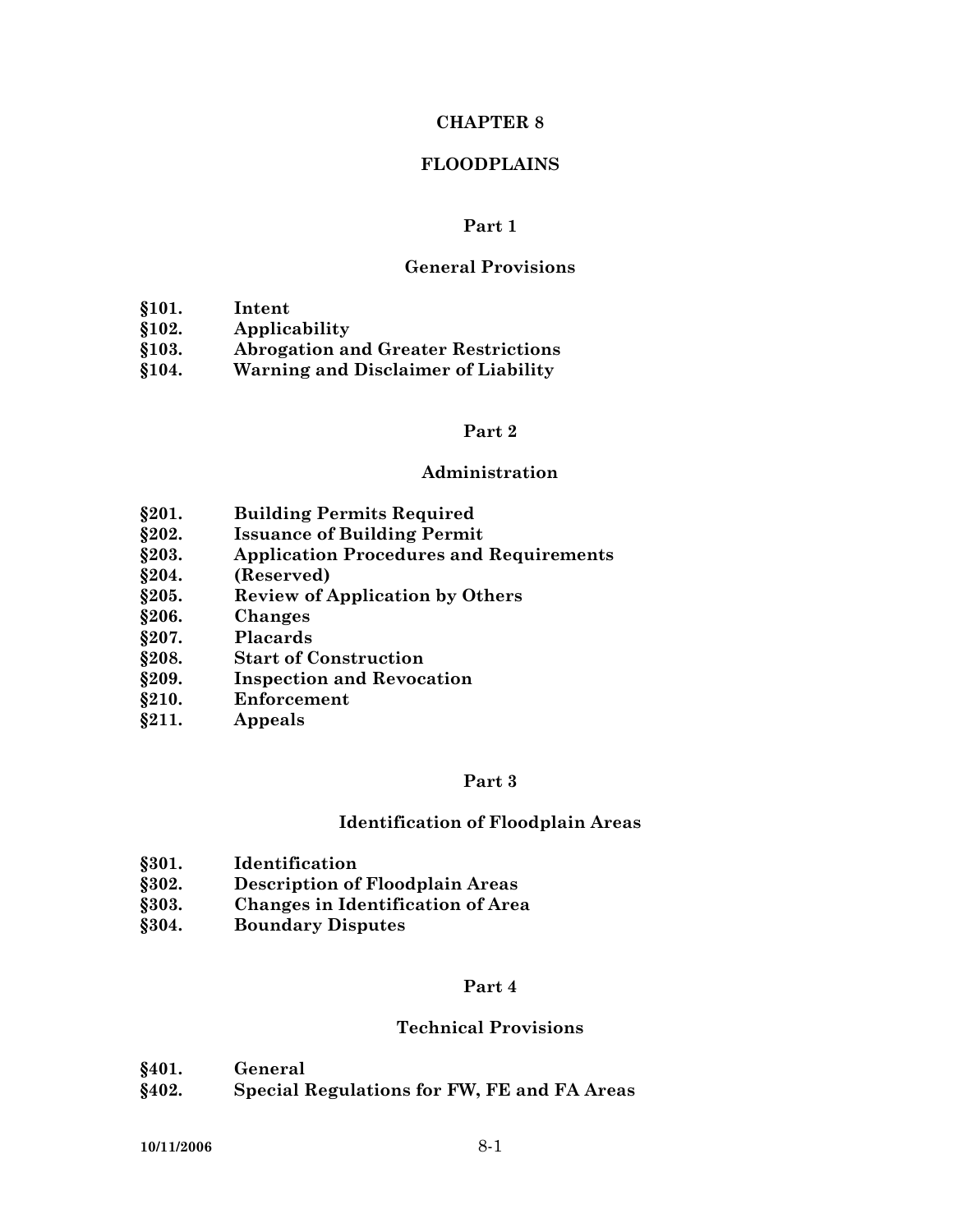# CHAPTER 8

# FLOODPLAINS

## Part 1

## General Provisions

**§101. Intent**
**§102. Applicability**
**§103. Abrogation and Greater Restrictions**
**§104. Warning and Disclaimer of Liability**

## Part 2

## Administration

**§201. Building Permits Required**
**§202. Issuance of Building Permit**
**§203. Application Procedures and Requirements**
**§204. (Reserved)**
**§205. Review of Application by Others**
**§206. Changes**
**§207. Placards**
**§208. Start of Construction**
**§209. Inspection and Revocation**
**§210. Enforcement**
**§211. Appeals**

## Part 3

## Identification of Floodplain Areas

**§301. Identification**
**§302. Description of Floodplain Areas**
**§303. Changes in Identification of Area**
**§304. Boundary Disputes**

## Part 4

## Technical Provisions

**§401. General**
**§402. Special Regulations for FW, FE and FA Areas**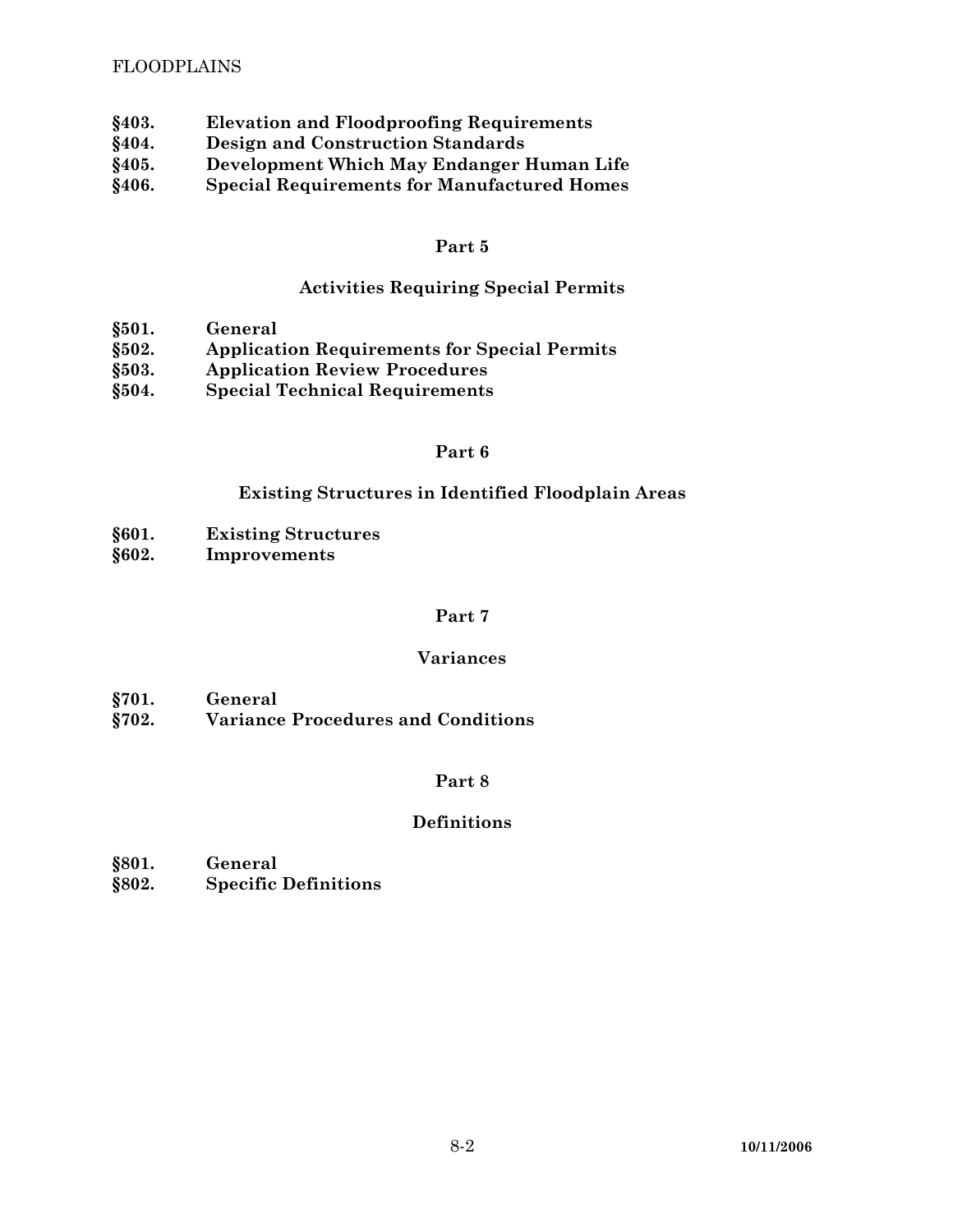**§403. Elevation and Floodproofing Requirements**
**§404. Design and Construction Standards**
**§405. Development Which May Endanger Human Life**
**§406. Special Requirements for Manufactured Homes**

## Part 5

## Activities Requiring Special Permits

**§501. General**
**§502. Application Requirements for Special Permits**
**§503. Application Review Procedures**
**§504. Special Technical Requirements**

## Part 6

## Existing Structures in Identified Floodplain Areas

**§601. Existing Structures**
**§602. Improvements**

## Part 7

## Variances

**§701. General**
**§702. Variance Procedures and Conditions**

## Part 8

## Definitions

**§801. General**
**§802. Specific Definitions**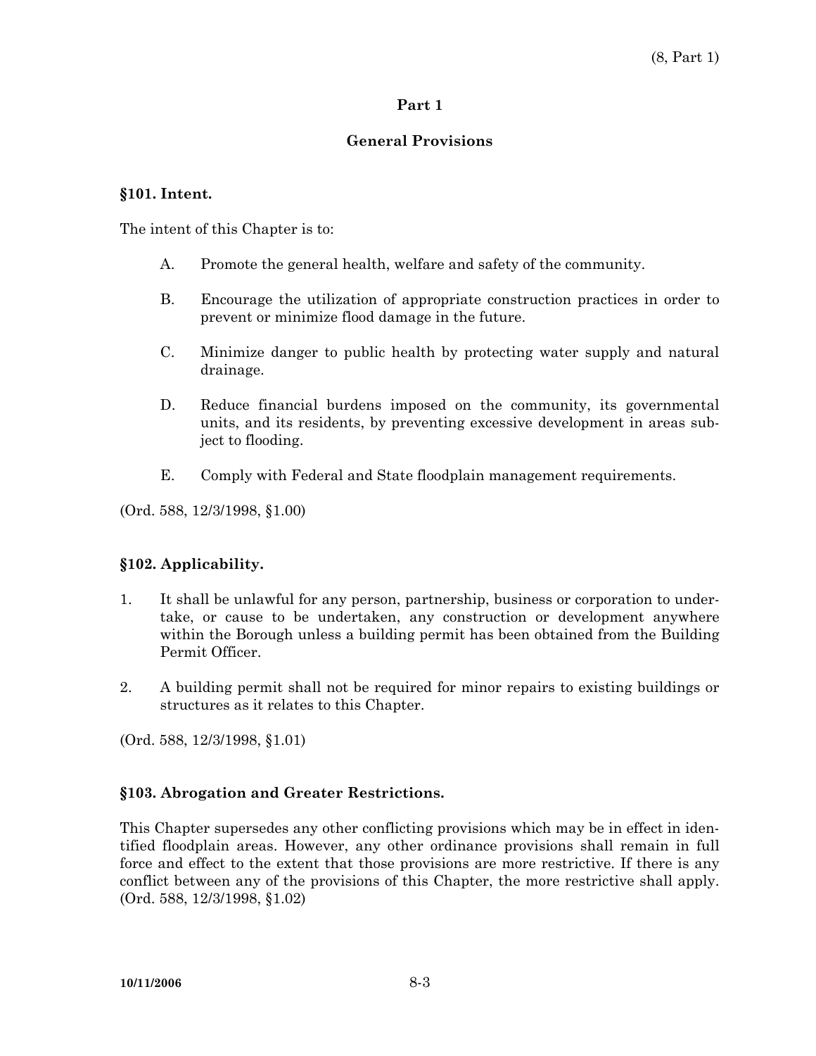## Part 1

## General Provisions

### §101. Intent.

The intent of this Chapter is to:

A. Promote the general health, welfare and safety of the community.

B. Encourage the utilization of appropriate construction practices in order to prevent or minimize flood damage in the future.

C. Minimize danger to public health by protecting water supply and natural drainage.

D. Reduce financial burdens imposed on the community, its governmental units, and its residents, by preventing excessive development in areas subject to flooding.

E. Comply with Federal and State floodplain management requirements.

(Ord. 588, 12/3/1998, §1.00)

### §102. Applicability.

1. It shall be unlawful for any person, partnership, business or corporation to undertake, or cause to be undertaken, any construction or development anywhere within the Borough unless a building permit has been obtained from the Building Permit Officer.

2. A building permit shall not be required for minor repairs to existing buildings or structures as it relates to this Chapter.

(Ord. 588, 12/3/1998, §1.01)

### §103. Abrogation and Greater Restrictions.

This Chapter supersedes any other conflicting provisions which may be in effect in identified floodplain areas. However, any other ordinance provisions shall remain in full force and effect to the extent that those provisions are more restrictive. If there is any conflict between any of the provisions of this Chapter, the more restrictive shall apply. (Ord. 588, 12/3/1998, §1.02)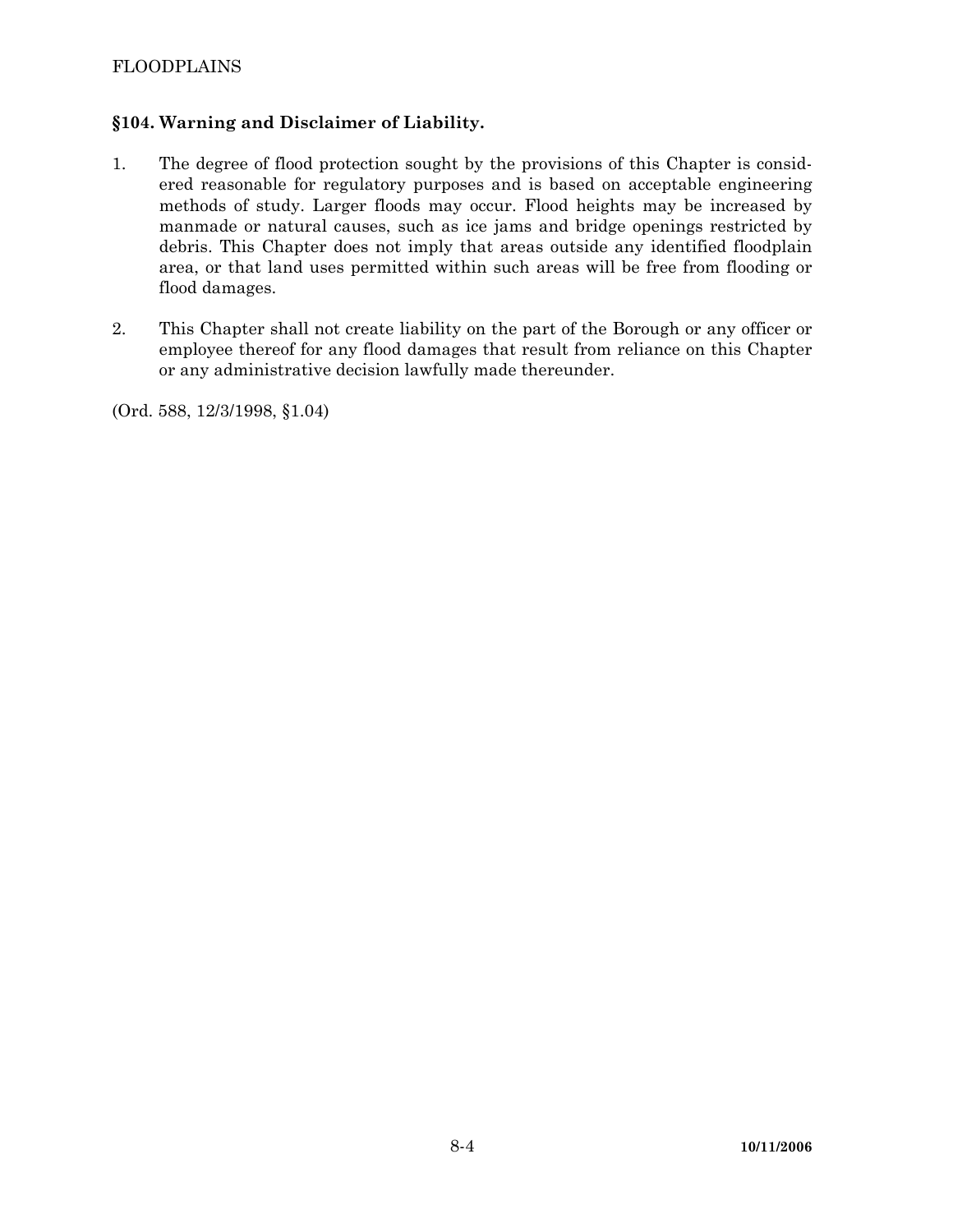## §104. Warning and Disclaimer of Liability.

1. The degree of flood protection sought by the provisions of this Chapter is considered reasonable for regulatory purposes and is based on acceptable engineering methods of study. Larger floods may occur. Flood heights may be increased by manmade or natural causes, such as ice jams and bridge openings restricted by debris. This Chapter does not imply that areas outside any identified floodplain area, or that land uses permitted within such areas will be free from flooding or flood damages.

2. This Chapter shall not create liability on the part of the Borough or any officer or employee thereof for any flood damages that result from reliance on this Chapter or any administrative decision lawfully made thereunder.

(Ord. 588, 12/3/1998, §1.04)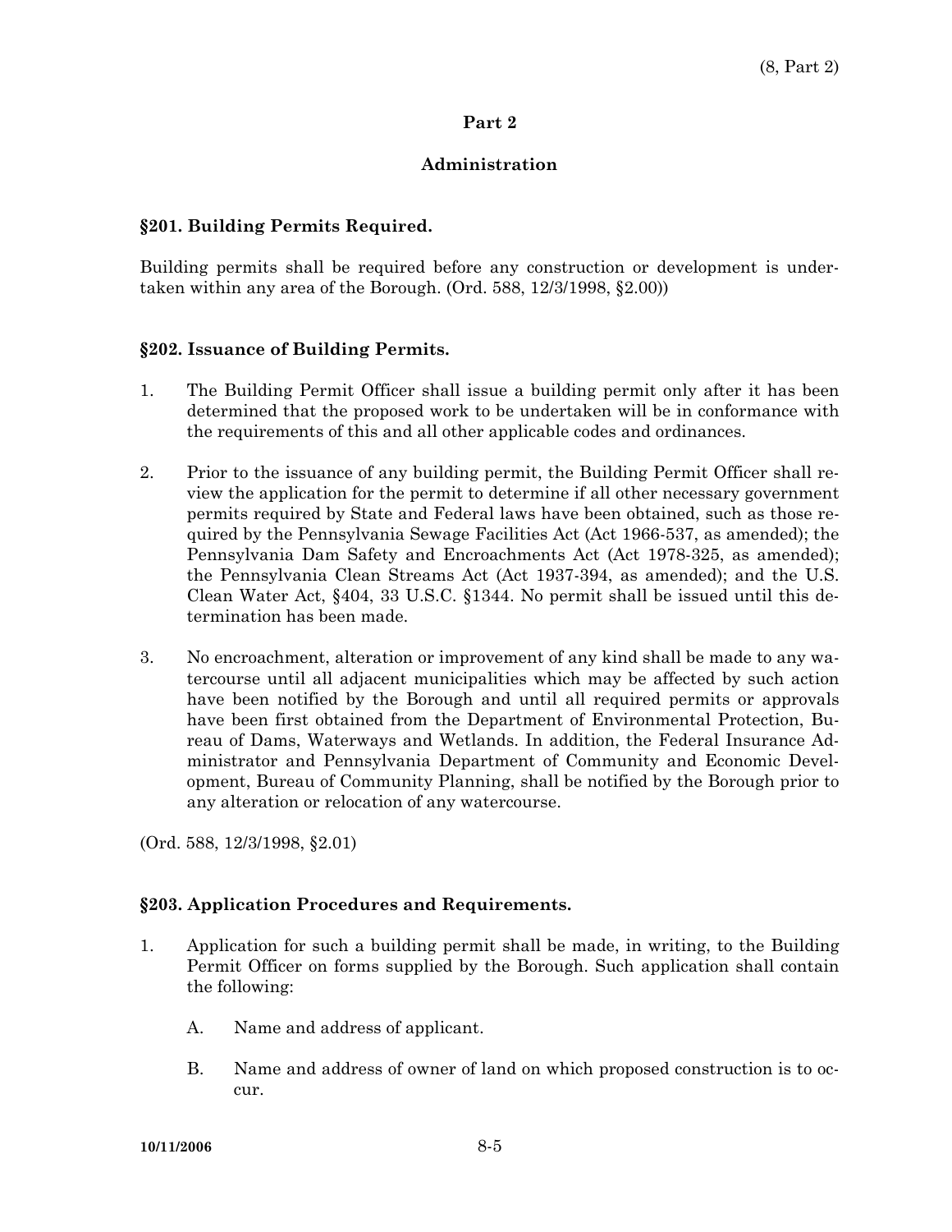## Part 2

## Administration

### §201. Building Permits Required.

Building permits shall be required before any construction or development is undertaken within any area of the Borough. (Ord. 588, 12/3/1998, §2.00))

### §202. Issuance of Building Permits.

1. The Building Permit Officer shall issue a building permit only after it has been determined that the proposed work to be undertaken will be in conformance with the requirements of this and all other applicable codes and ordinances.

2. Prior to the issuance of any building permit, the Building Permit Officer shall review the application for the permit to determine if all other necessary government permits required by State and Federal laws have been obtained, such as those required by the Pennsylvania Sewage Facilities Act (Act 1966-537, as amended); the Pennsylvania Dam Safety and Encroachments Act (Act 1978-325, as amended); the Pennsylvania Clean Streams Act (Act 1937-394, as amended); and the U.S. Clean Water Act, §404, 33 U.S.C. §1344. No permit shall be issued until this determination has been made.

3. No encroachment, alteration or improvement of any kind shall be made to any watercourse until all adjacent municipalities which may be affected by such action have been notified by the Borough and until all required permits or approvals have been first obtained from the Department of Environmental Protection, Bureau of Dams, Waterways and Wetlands. In addition, the Federal Insurance Administrator and Pennsylvania Department of Community and Economic Development, Bureau of Community Planning, shall be notified by the Borough prior to any alteration or relocation of any watercourse.

(Ord. 588, 12/3/1998, §2.01)

### §203. Application Procedures and Requirements.

1. Application for such a building permit shall be made, in writing, to the Building Permit Officer on forms supplied by the Borough. Such application shall contain the following:

   A. Name and address of applicant.

   B. Name and address of owner of land on which proposed construction is to occur.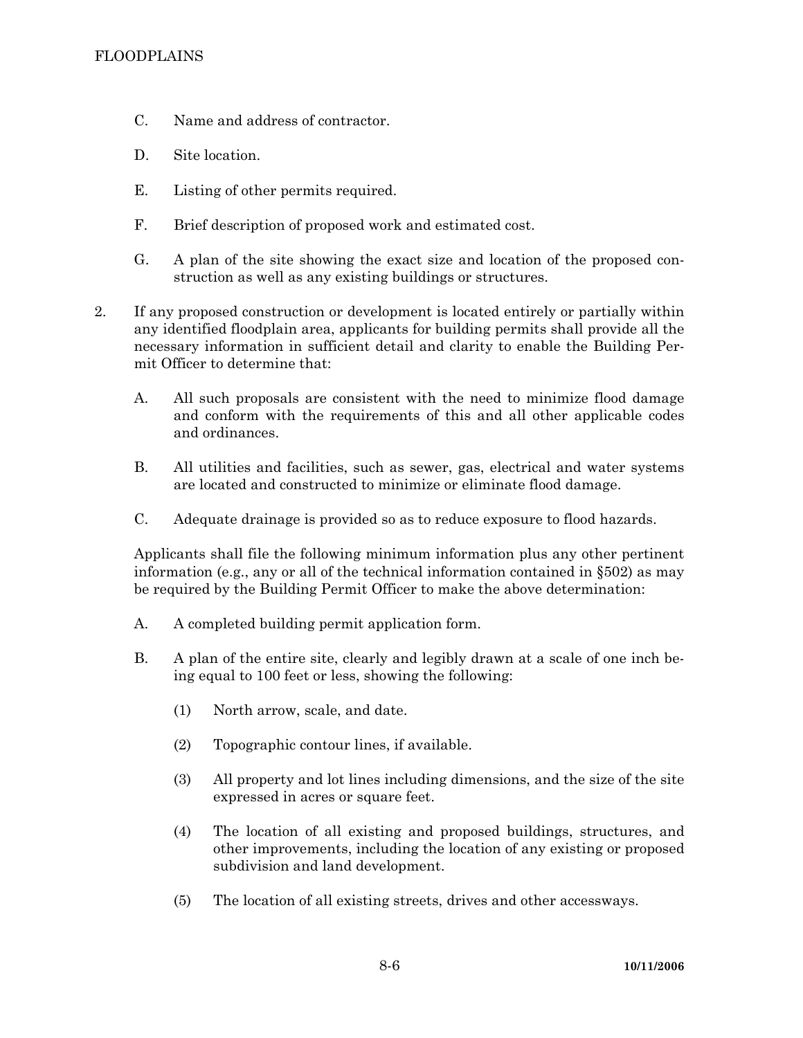C. Name and address of contractor.

D. Site location.

E. Listing of other permits required.

F. Brief description of proposed work and estimated cost.

G. A plan of the site showing the exact size and location of the proposed construction as well as any existing buildings or structures.

2. If any proposed construction or development is located entirely or partially within any identified floodplain area, applicants for building permits shall provide all the necessary information in sufficient detail and clarity to enable the Building Permit Officer to determine that:

   A. All such proposals are consistent with the need to minimize flood damage and conform with the requirements of this and all other applicable codes and ordinances.

   B. All utilities and facilities, such as sewer, gas, electrical and water systems are located and constructed to minimize or eliminate flood damage.

   C. Adequate drainage is provided so as to reduce exposure to flood hazards.

   Applicants shall file the following minimum information plus any other pertinent information (e.g., any or all of the technical information contained in §502) as may be required by the Building Permit Officer to make the above determination:

   A. A completed building permit application form.

   B. A plan of the entire site, clearly and legibly drawn at a scale of one inch being equal to 100 feet or less, showing the following:

      (1) North arrow, scale, and date.

      (2) Topographic contour lines, if available.

      (3) All property and lot lines including dimensions, and the size of the site expressed in acres or square feet.

      (4) The location of all existing and proposed buildings, structures, and other improvements, including the location of any existing or proposed subdivision and land development.

      (5) The location of all existing streets, drives and other accessways.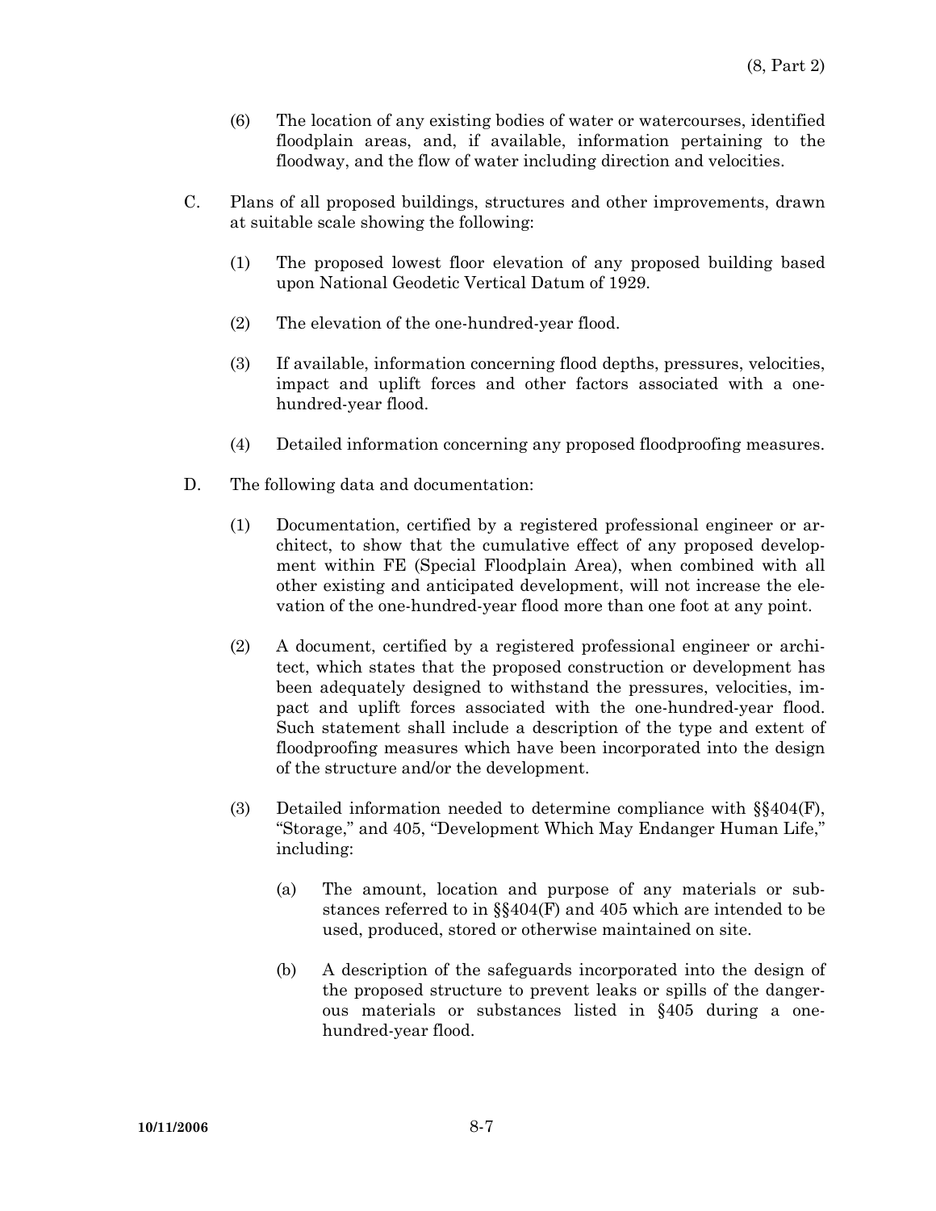(6) The location of any existing bodies of water or watercourses, identified floodplain areas, and, if available, information pertaining to the floodway, and the flow of water including direction and velocities.

C. Plans of all proposed buildings, structures and other improvements, drawn at suitable scale showing the following:

(1) The proposed lowest floor elevation of any proposed building based upon National Geodetic Vertical Datum of 1929.

(2) The elevation of the one-hundred-year flood.

(3) If available, information concerning flood depths, pressures, velocities, impact and uplift forces and other factors associated with a one-hundred-year flood.

(4) Detailed information concerning any proposed floodproofing measures.

D. The following data and documentation:

(1) Documentation, certified by a registered professional engineer or architect, to show that the cumulative effect of any proposed development within FE (Special Floodplain Area), when combined with all other existing and anticipated development, will not increase the elevation of the one-hundred-year flood more than one foot at any point.

(2) A document, certified by a registered professional engineer or architect, which states that the proposed construction or development has been adequately designed to withstand the pressures, velocities, impact and uplift forces associated with the one-hundred-year flood. Such statement shall include a description of the type and extent of floodproofing measures which have been incorporated into the design of the structure and/or the development.

(3) Detailed information needed to determine compliance with §§404(F), "Storage," and 405, "Development Which May Endanger Human Life," including:

(a) The amount, location and purpose of any materials or substances referred to in §§404(F) and 405 which are intended to be used, produced, stored or otherwise maintained on site.

(b) A description of the safeguards incorporated into the design of the proposed structure to prevent leaks or spills of the dangerous materials or substances listed in §405 during a one-hundred-year flood.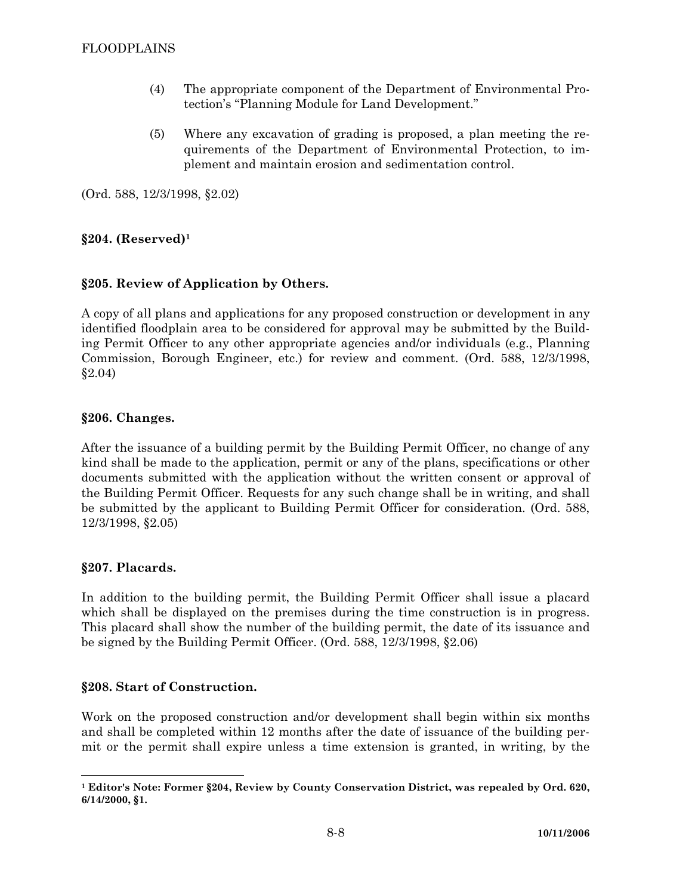(4) The appropriate component of the Department of Environmental Protection's "Planning Module for Land Development."

(5) Where any excavation of grading is proposed, a plan meeting the requirements of the Department of Environmental Protection, to implement and maintain erosion and sedimentation control.

(Ord. 588, 12/3/1998, §2.02)

**§204. (Reserved)**[1]

**§205. Review of Application by Others.**

A copy of all plans and applications for any proposed construction or development in any identified floodplain area to be considered for approval may be submitted by the Building Permit Officer to any other appropriate agencies and/or individuals (e.g., Planning Commission, Borough Engineer, etc.) for review and comment. (Ord. 588, 12/3/1998, §2.04)

**§206. Changes.**

After the issuance of a building permit by the Building Permit Officer, no change of any kind shall be made to the application, permit or any of the plans, specifications or other documents submitted with the application without the written consent or approval of the Building Permit Officer. Requests for any such change shall be in writing, and shall be submitted by the applicant to Building Permit Officer for consideration. (Ord. 588, 12/3/1998, §2.05)

**§207. Placards.**

In addition to the building permit, the Building Permit Officer shall issue a placard which shall be displayed on the premises during the time construction is in progress. This placard shall show the number of the building permit, the date of its issuance and be signed by the Building Permit Officer. (Ord. 588, 12/3/1998, §2.06)

**§208. Start of Construction.**

Work on the proposed construction and/or development shall begin within six months and shall be completed within 12 months after the date of issuance of the building permit or the permit shall expire unless a time extension is granted, in writing, by the

---

[1] **Editor's Note: Former §204, Review by County Conservation District, was repealed by Ord. 620, 6/14/2000, §1.**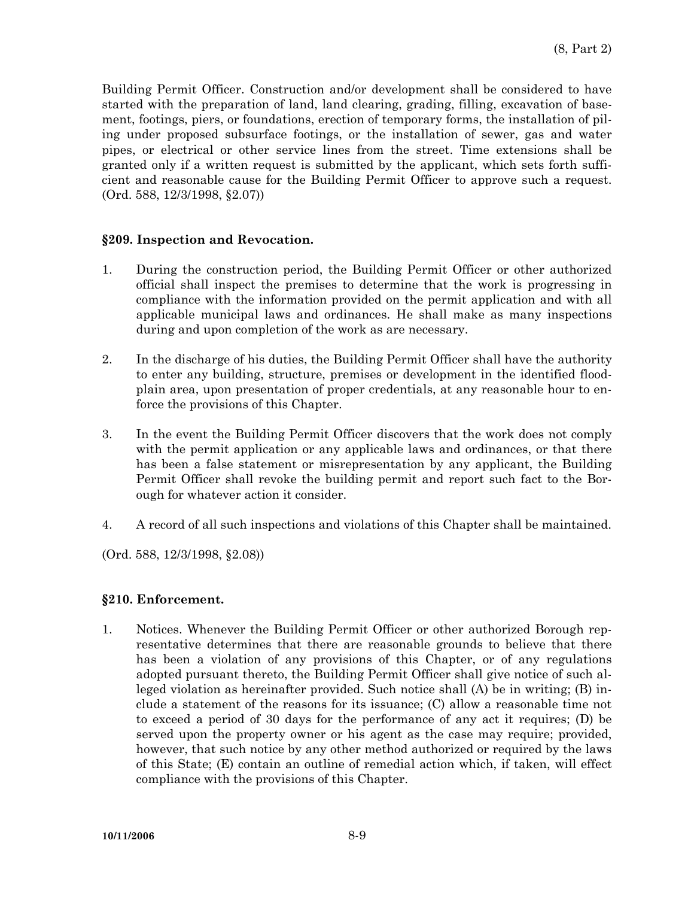Building Permit Officer. Construction and/or development shall be considered to have started with the preparation of land, land clearing, grading, filling, excavation of basement, footings, piers, or foundations, erection of temporary forms, the installation of piling under proposed subsurface footings, or the installation of sewer, gas and water pipes, or electrical or other service lines from the street. Time extensions shall be granted only if a written request is submitted by the applicant, which sets forth sufficient and reasonable cause for the Building Permit Officer to approve such a request. (Ord. 588, 12/3/1998, §2.07))

### §209. Inspection and Revocation.

1. During the construction period, the Building Permit Officer or other authorized official shall inspect the premises to determine that the work is progressing in compliance with the information provided on the permit application and with all applicable municipal laws and ordinances. He shall make as many inspections during and upon completion of the work as are necessary.

2. In the discharge of his duties, the Building Permit Officer shall have the authority to enter any building, structure, premises or development in the identified floodplain area, upon presentation of proper credentials, at any reasonable hour to enforce the provisions of this Chapter.

3. In the event the Building Permit Officer discovers that the work does not comply with the permit application or any applicable laws and ordinances, or that there has been a false statement or misrepresentation by any applicant, the Building Permit Officer shall revoke the building permit and report such fact to the Borough for whatever action it consider.

4. A record of all such inspections and violations of this Chapter shall be maintained.

(Ord. 588, 12/3/1998, §2.08))

### §210. Enforcement.

1. Notices. Whenever the Building Permit Officer or other authorized Borough representative determines that there are reasonable grounds to believe that there has been a violation of any provisions of this Chapter, or of any regulations adopted pursuant thereto, the Building Permit Officer shall give notice of such alleged violation as hereinafter provided. Such notice shall (A) be in writing; (B) include a statement of the reasons for its issuance; (C) allow a reasonable time not to exceed a period of 30 days for the performance of any act it requires; (D) be served upon the property owner or his agent as the case may require; provided, however, that such notice by any other method authorized or required by the laws of this State; (E) contain an outline of remedial action which, if taken, will effect compliance with the provisions of this Chapter.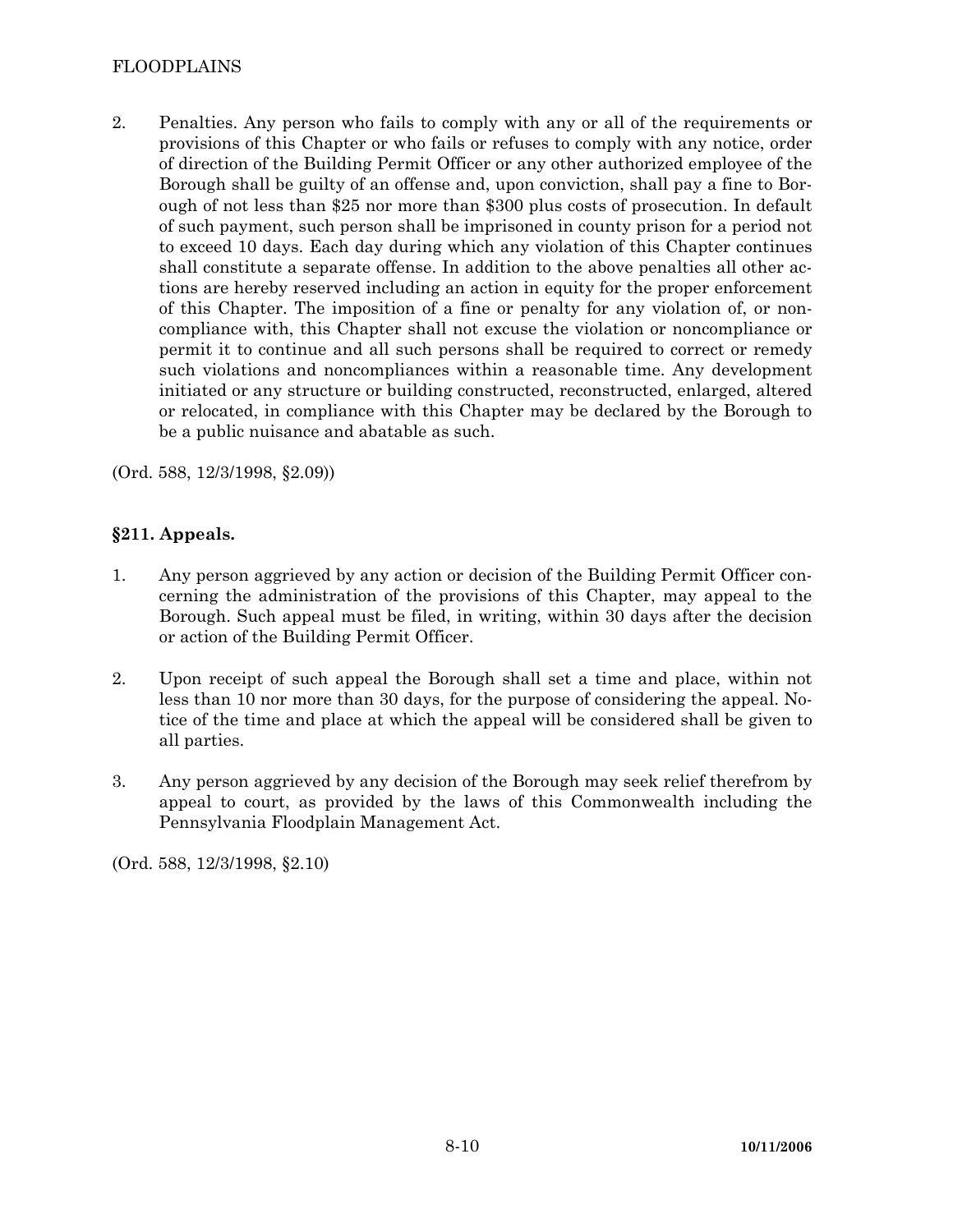2. Penalties. Any person who fails to comply with any or all of the requirements or provisions of this Chapter or who fails or refuses to comply with any notice, order of direction of the Building Permit Officer or any other authorized employee of the Borough shall be guilty of an offense and, upon conviction, shall pay a fine to Borough of not less than $25 nor more than $300 plus costs of prosecution. In default of such payment, such person shall be imprisoned in county prison for a period not to exceed 10 days. Each day during which any violation of this Chapter continues shall constitute a separate offense. In addition to the above penalties all other actions are hereby reserved including an action in equity for the proper enforcement of this Chapter. The imposition of a fine or penalty for any violation of, or noncompliance with, this Chapter shall not excuse the violation or noncompliance or permit it to continue and all such persons shall be required to correct or remedy such violations and noncompliances within a reasonable time. Any development initiated or any structure or building constructed, reconstructed, enlarged, altered or relocated, in compliance with this Chapter may be declared by the Borough to be a public nuisance and abatable as such.

(Ord. 588, 12/3/1998, §2.09))

## §211. Appeals.

1. Any person aggrieved by any action or decision of the Building Permit Officer concerning the administration of the provisions of this Chapter, may appeal to the Borough. Such appeal must be filed, in writing, within 30 days after the decision or action of the Building Permit Officer.

2. Upon receipt of such appeal the Borough shall set a time and place, within not less than 10 nor more than 30 days, for the purpose of considering the appeal. Notice of the time and place at which the appeal will be considered shall be given to all parties.

3. Any person aggrieved by any decision of the Borough may seek relief therefrom by appeal to court, as provided by the laws of this Commonwealth including the Pennsylvania Floodplain Management Act.

(Ord. 588, 12/3/1998, §2.10)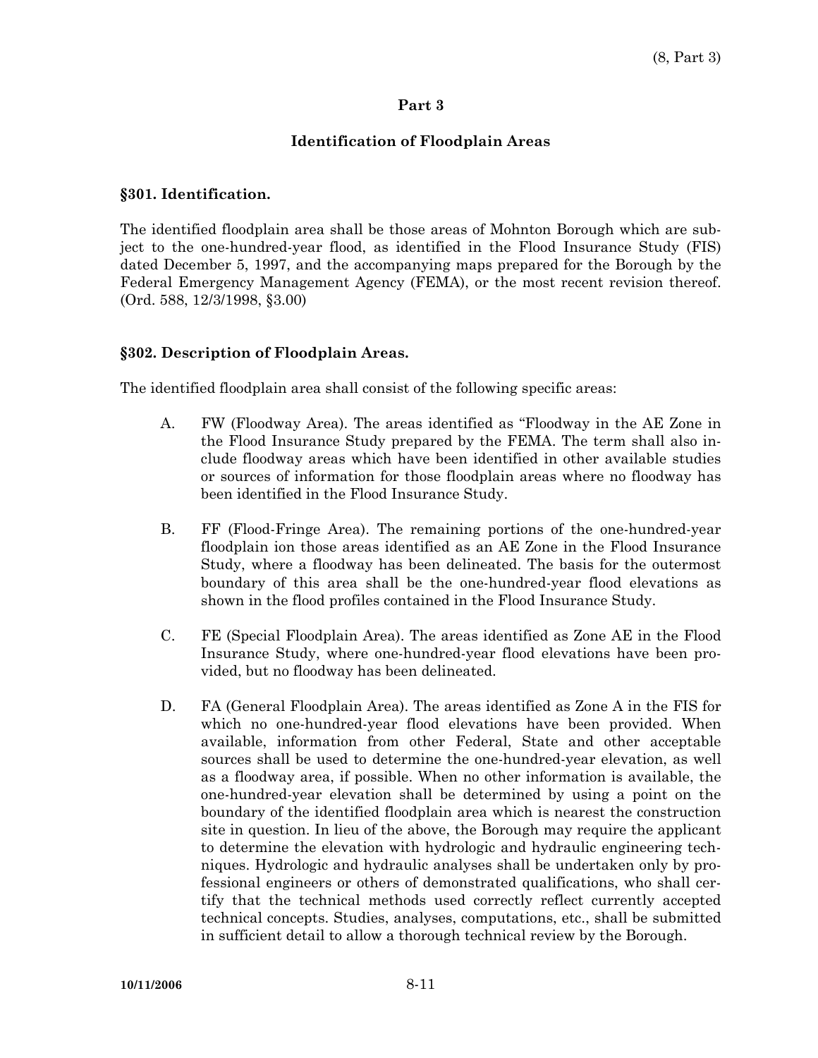## Part 3

### Identification of Floodplain Areas

**§301. Identification.**

The identified floodplain area shall be those areas of Mohnton Borough which are subject to the one-hundred-year flood, as identified in the Flood Insurance Study (FIS) dated December 5, 1997, and the accompanying maps prepared for the Borough by the Federal Emergency Management Agency (FEMA), or the most recent revision thereof. (Ord. 588, 12/3/1998, §3.00)

**§302. Description of Floodplain Areas.**

The identified floodplain area shall consist of the following specific areas:

A. FW (Floodway Area). The areas identified as "Floodway in the AE Zone in the Flood Insurance Study prepared by the FEMA. The term shall also include floodway areas which have been identified in other available studies or sources of information for those floodplain areas where no floodway has been identified in the Flood Insurance Study.

B. FF (Flood-Fringe Area). The remaining portions of the one-hundred-year floodplain ion those areas identified as an AE Zone in the Flood Insurance Study, where a floodway has been delineated. The basis for the outermost boundary of this area shall be the one-hundred-year flood elevations as shown in the flood profiles contained in the Flood Insurance Study.

C. FE (Special Floodplain Area). The areas identified as Zone AE in the Flood Insurance Study, where one-hundred-year flood elevations have been provided, but no floodway has been delineated.

D. FA (General Floodplain Area). The areas identified as Zone A in the FIS for which no one-hundred-year flood elevations have been provided. When available, information from other Federal, State and other acceptable sources shall be used to determine the one-hundred-year elevation, as well as a floodway area, if possible. When no other information is available, the one-hundred-year elevation shall be determined by using a point on the boundary of the identified floodplain area which is nearest the construction site in question. In lieu of the above, the Borough may require the applicant to determine the elevation with hydrologic and hydraulic engineering techniques. Hydrologic and hydraulic analyses shall be undertaken only by professional engineers or others of demonstrated qualifications, who shall certify that the technical methods used correctly reflect currently accepted technical concepts. Studies, analyses, computations, etc., shall be submitted in sufficient detail to allow a thorough technical review by the Borough.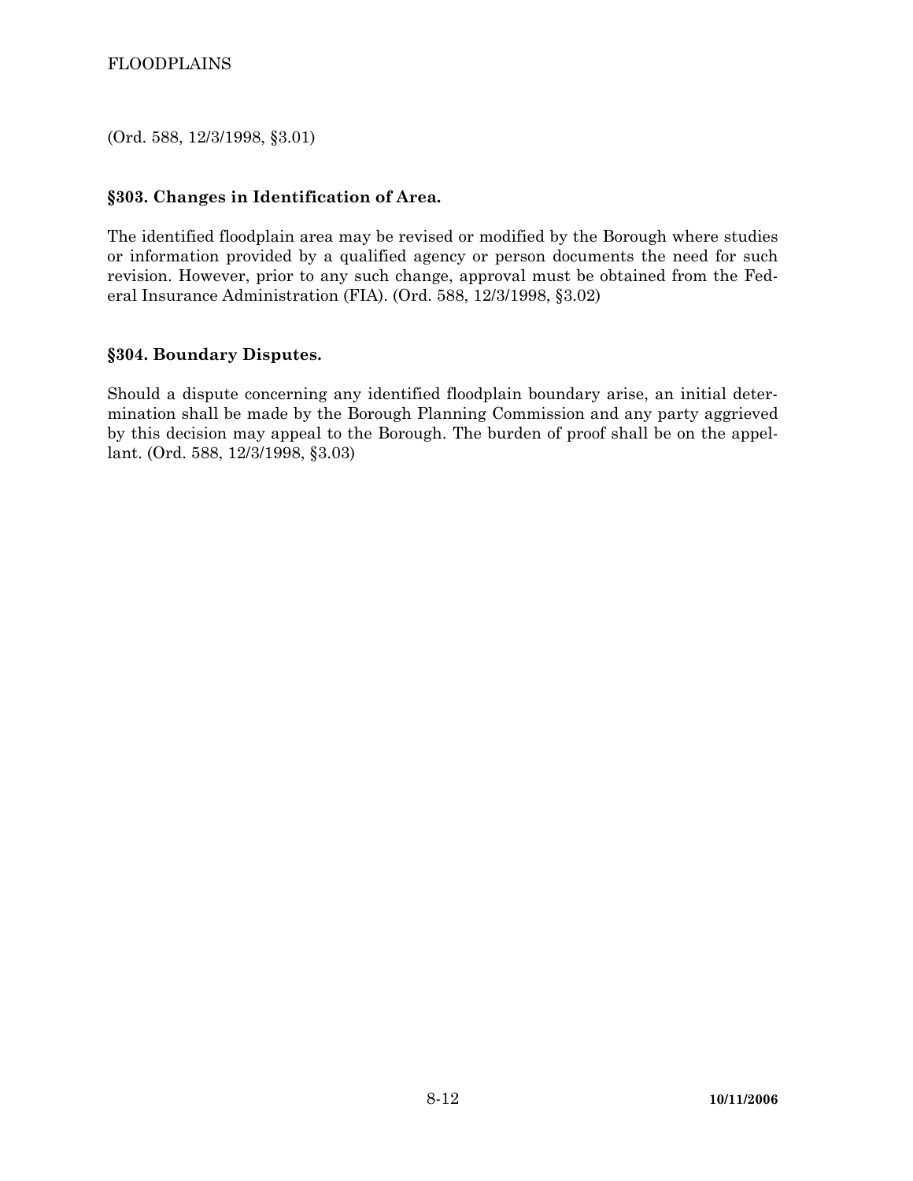(Ord. 588, 12/3/1998, §3.01)

### §303. Changes in Identification of Area.

The identified floodplain area may be revised or modified by the Borough where studies or information provided by a qualified agency or person documents the need for such revision. However, prior to any such change, approval must be obtained from the Federal Insurance Administration (FIA). (Ord. 588, 12/3/1998, §3.02)

### §304. Boundary Disputes.

Should a dispute concerning any identified floodplain boundary arise, an initial determination shall be made by the Borough Planning Commission and any party aggrieved by this decision may appeal to the Borough. The burden of proof shall be on the appellant. (Ord. 588, 12/3/1998, §3.03)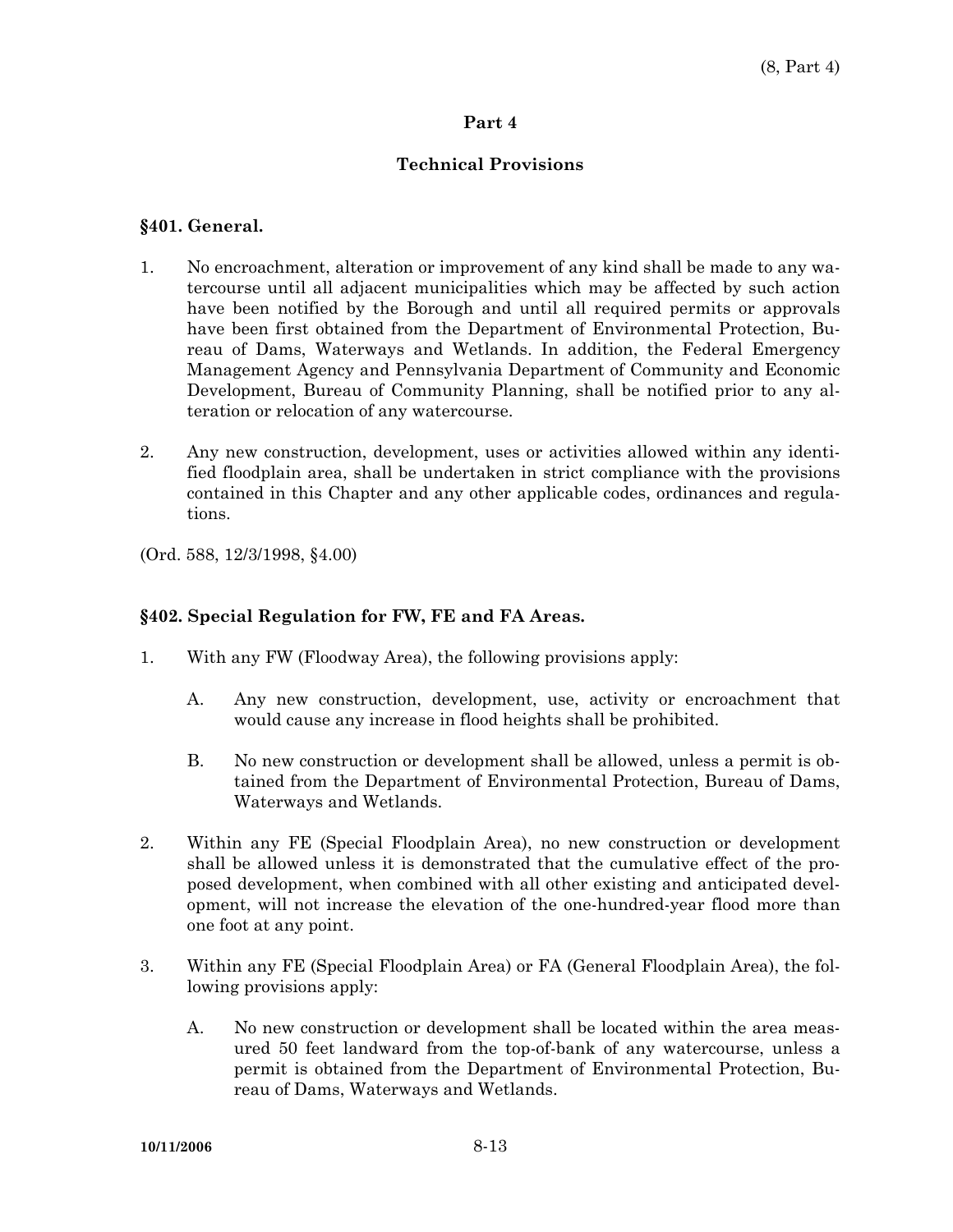## Part 4

## Technical Provisions

### §401. General.

1. No encroachment, alteration or improvement of any kind shall be made to any watercourse until all adjacent municipalities which may be affected by such action have been notified by the Borough and until all required permits or approvals have been first obtained from the Department of Environmental Protection, Bureau of Dams, Waterways and Wetlands. In addition, the Federal Emergency Management Agency and Pennsylvania Department of Community and Economic Development, Bureau of Community Planning, shall be notified prior to any alteration or relocation of any watercourse.

2. Any new construction, development, uses or activities allowed within any identified floodplain area, shall be undertaken in strict compliance with the provisions contained in this Chapter and any other applicable codes, ordinances and regulations.

(Ord. 588, 12/3/1998, §4.00)

### §402. Special Regulation for FW, FE and FA Areas.

1. With any FW (Floodway Area), the following provisions apply:

   A. Any new construction, development, use, activity or encroachment that would cause any increase in flood heights shall be prohibited.

   B. No new construction or development shall be allowed, unless a permit is obtained from the Department of Environmental Protection, Bureau of Dams, Waterways and Wetlands.

2. Within any FE (Special Floodplain Area), no new construction or development shall be allowed unless it is demonstrated that the cumulative effect of the proposed development, when combined with all other existing and anticipated development, will not increase the elevation of the one-hundred-year flood more than one foot at any point.

3. Within any FE (Special Floodplain Area) or FA (General Floodplain Area), the following provisions apply:

   A. No new construction or development shall be located within the area measured 50 feet landward from the top-of-bank of any watercourse, unless a permit is obtained from the Department of Environmental Protection, Bureau of Dams, Waterways and Wetlands.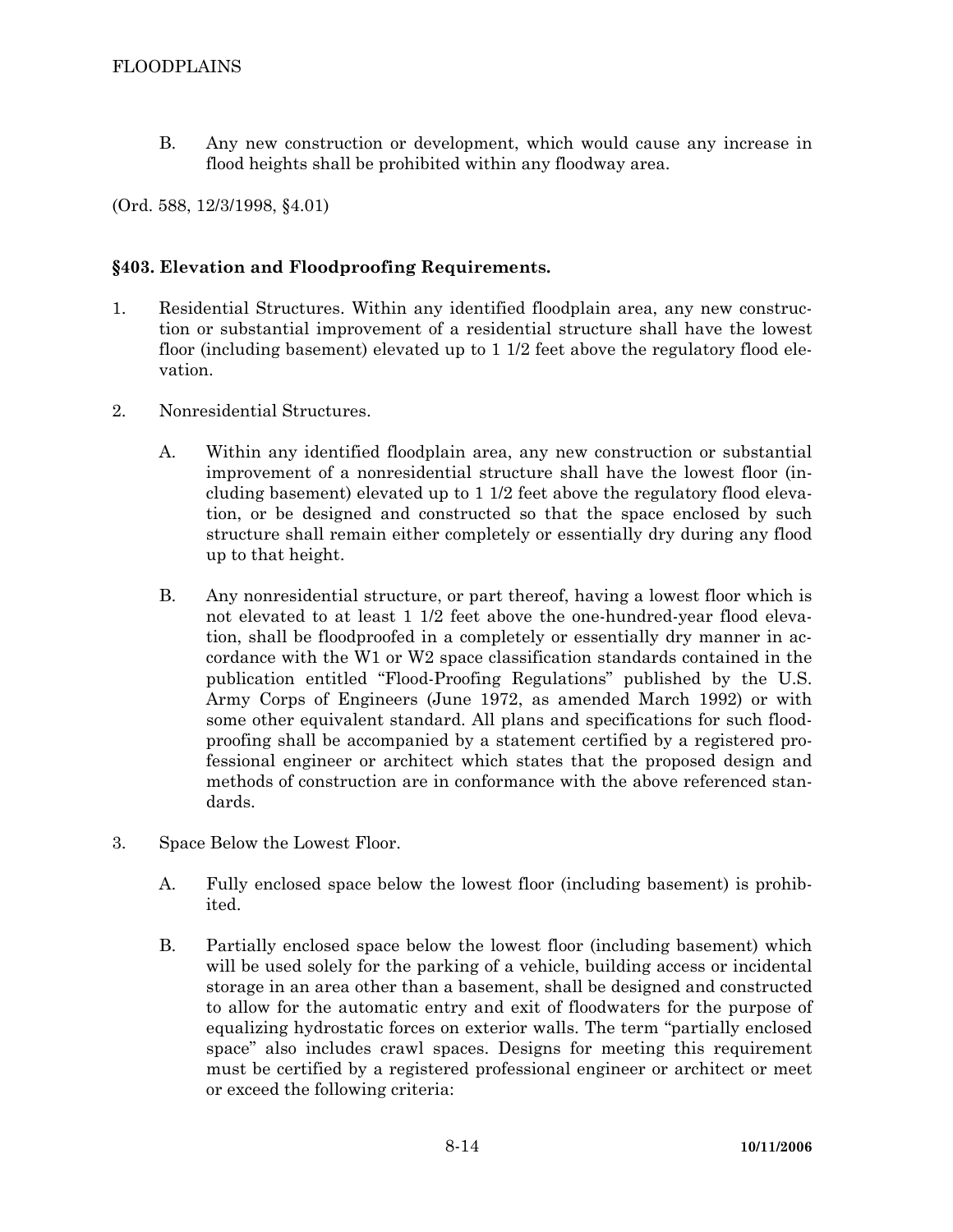B. Any new construction or development, which would cause any increase in flood heights shall be prohibited within any floodway area.

(Ord. 588, 12/3/1998, §4.01)

## §403. Elevation and Floodproofing Requirements.

1. Residential Structures. Within any identified floodplain area, any new construction or substantial improvement of a residential structure shall have the lowest floor (including basement) elevated up to 1 1/2 feet above the regulatory flood elevation.

2. Nonresidential Structures.

   A. Within any identified floodplain area, any new construction or substantial improvement of a nonresidential structure shall have the lowest floor (including basement) elevated up to 1 1/2 feet above the regulatory flood elevation, or be designed and constructed so that the space enclosed by such structure shall remain either completely or essentially dry during any flood up to that height.

   B. Any nonresidential structure, or part thereof, having a lowest floor which is not elevated to at least 1 1/2 feet above the one-hundred-year flood elevation, shall be floodproofed in a completely or essentially dry manner in accordance with the W1 or W2 space classification standards contained in the publication entitled "Flood-Proofing Regulations" published by the U.S. Army Corps of Engineers (June 1972, as amended March 1992) or with some other equivalent standard. All plans and specifications for such floodproofing shall be accompanied by a statement certified by a registered professional engineer or architect which states that the proposed design and methods of construction are in conformance with the above referenced standards.

3. Space Below the Lowest Floor.

   A. Fully enclosed space below the lowest floor (including basement) is prohibited.

   B. Partially enclosed space below the lowest floor (including basement) which will be used solely for the parking of a vehicle, building access or incidental storage in an area other than a basement, shall be designed and constructed to allow for the automatic entry and exit of floodwaters for the purpose of equalizing hydrostatic forces on exterior walls. The term "partially enclosed space" also includes crawl spaces. Designs for meeting this requirement must be certified by a registered professional engineer or architect or meet or exceed the following criteria: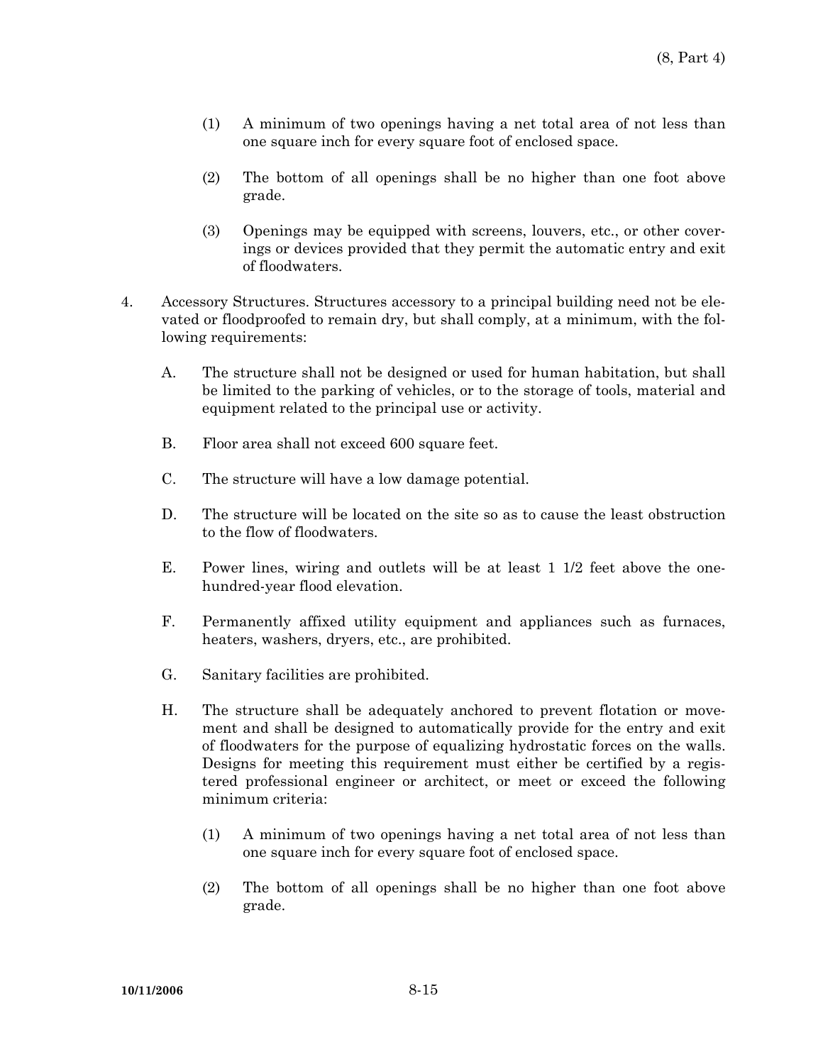(1) A minimum of two openings having a net total area of not less than one square inch for every square foot of enclosed space.

(2) The bottom of all openings shall be no higher than one foot above grade.

(3) Openings may be equipped with screens, louvers, etc., or other coverings or devices provided that they permit the automatic entry and exit of floodwaters.

4. Accessory Structures. Structures accessory to a principal building need not be elevated or floodproofed to remain dry, but shall comply, at a minimum, with the following requirements:

A. The structure shall not be designed or used for human habitation, but shall be limited to the parking of vehicles, or to the storage of tools, material and equipment related to the principal use or activity.

B. Floor area shall not exceed 600 square feet.

C. The structure will have a low damage potential.

D. The structure will be located on the site so as to cause the least obstruction to the flow of floodwaters.

E. Power lines, wiring and outlets will be at least 1 1/2 feet above the one-hundred-year flood elevation.

F. Permanently affixed utility equipment and appliances such as furnaces, heaters, washers, dryers, etc., are prohibited.

G. Sanitary facilities are prohibited.

H. The structure shall be adequately anchored to prevent flotation or movement and shall be designed to automatically provide for the entry and exit of floodwaters for the purpose of equalizing hydrostatic forces on the walls. Designs for meeting this requirement must either be certified by a registered professional engineer or architect, or meet or exceed the following minimum criteria:

(1) A minimum of two openings having a net total area of not less than one square inch for every square foot of enclosed space.

(2) The bottom of all openings shall be no higher than one foot above grade.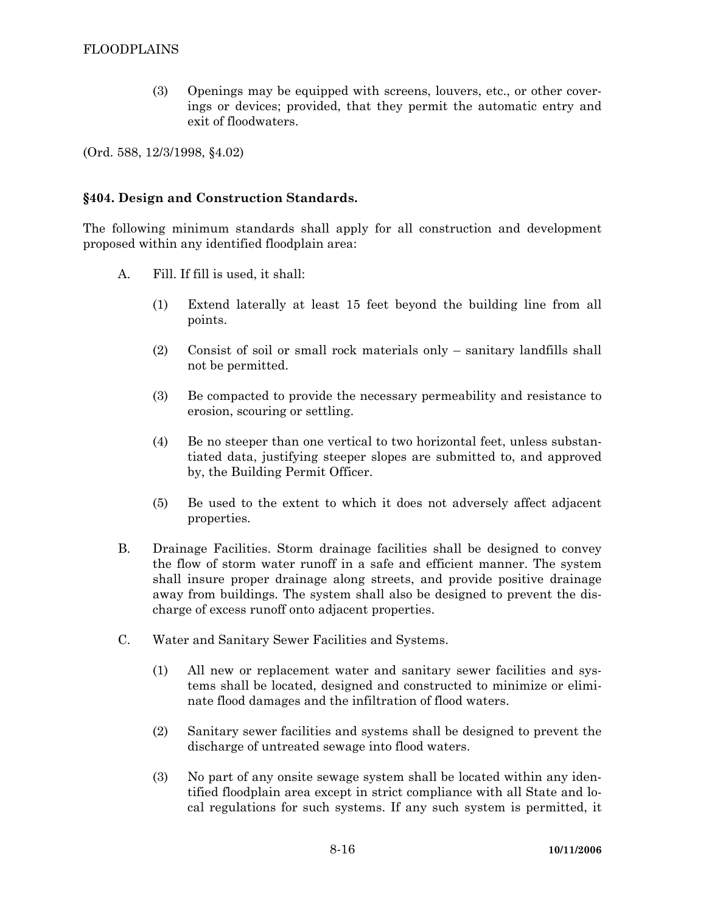(3) Openings may be equipped with screens, louvers, etc., or other coverings or devices; provided, that they permit the automatic entry and exit of floodwaters.

(Ord. 588, 12/3/1998, §4.02)

### §404. Design and Construction Standards.

The following minimum standards shall apply for all construction and development proposed within any identified floodplain area:

A. Fill. If fill is used, it shall:

   (1) Extend laterally at least 15 feet beyond the building line from all points.

   (2) Consist of soil or small rock materials only – sanitary landfills shall not be permitted.

   (3) Be compacted to provide the necessary permeability and resistance to erosion, scouring or settling.

   (4) Be no steeper than one vertical to two horizontal feet, unless substantiated data, justifying steeper slopes are submitted to, and approved by, the Building Permit Officer.

   (5) Be used to the extent to which it does not adversely affect adjacent properties.

B. Drainage Facilities. Storm drainage facilities shall be designed to convey the flow of storm water runoff in a safe and efficient manner. The system shall insure proper drainage along streets, and provide positive drainage away from buildings. The system shall also be designed to prevent the discharge of excess runoff onto adjacent properties.

C. Water and Sanitary Sewer Facilities and Systems.

   (1) All new or replacement water and sanitary sewer facilities and systems shall be located, designed and constructed to minimize or eliminate flood damages and the infiltration of flood waters.

   (2) Sanitary sewer facilities and systems shall be designed to prevent the discharge of untreated sewage into flood waters.

   (3) No part of any onsite sewage system shall be located within any identified floodplain area except in strict compliance with all State and local regulations for such systems. If any such system is permitted, it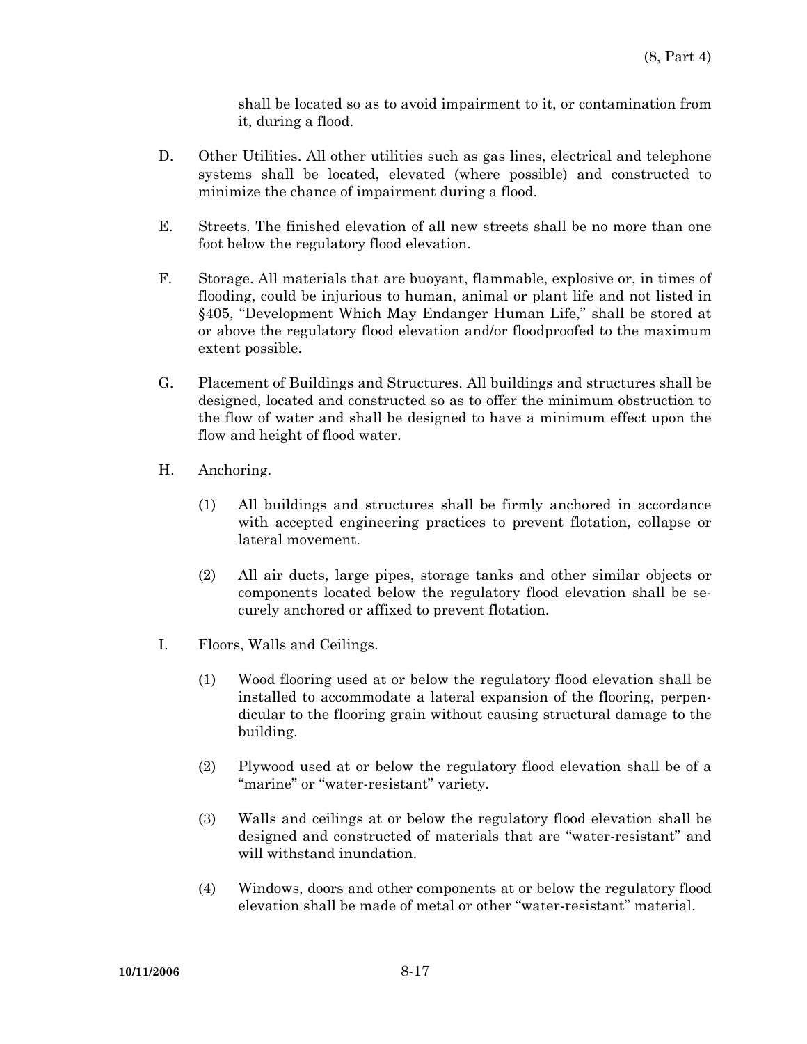shall be located so as to avoid impairment to it, or contamination from it, during a flood.

D. Other Utilities. All other utilities such as gas lines, electrical and telephone systems shall be located, elevated (where possible) and constructed to minimize the chance of impairment during a flood.

E. Streets. The finished elevation of all new streets shall be no more than one foot below the regulatory flood elevation.

F. Storage. All materials that are buoyant, flammable, explosive or, in times of flooding, could be injurious to human, animal or plant life and not listed in §405, "Development Which May Endanger Human Life," shall be stored at or above the regulatory flood elevation and/or floodproofed to the maximum extent possible.

G. Placement of Buildings and Structures. All buildings and structures shall be designed, located and constructed so as to offer the minimum obstruction to the flow of water and shall be designed to have a minimum effect upon the flow and height of flood water.

H. Anchoring.

(1) All buildings and structures shall be firmly anchored in accordance with accepted engineering practices to prevent flotation, collapse or lateral movement.

(2) All air ducts, large pipes, storage tanks and other similar objects or components located below the regulatory flood elevation shall be securely anchored or affixed to prevent flotation.

I. Floors, Walls and Ceilings.

(1) Wood flooring used at or below the regulatory flood elevation shall be installed to accommodate a lateral expansion of the flooring, perpendicular to the flooring grain without causing structural damage to the building.

(2) Plywood used at or below the regulatory flood elevation shall be of a "marine" or "water-resistant" variety.

(3) Walls and ceilings at or below the regulatory flood elevation shall be designed and constructed of materials that are "water-resistant" and will withstand inundation.

(4) Windows, doors and other components at or below the regulatory flood elevation shall be made of metal or other "water-resistant" material.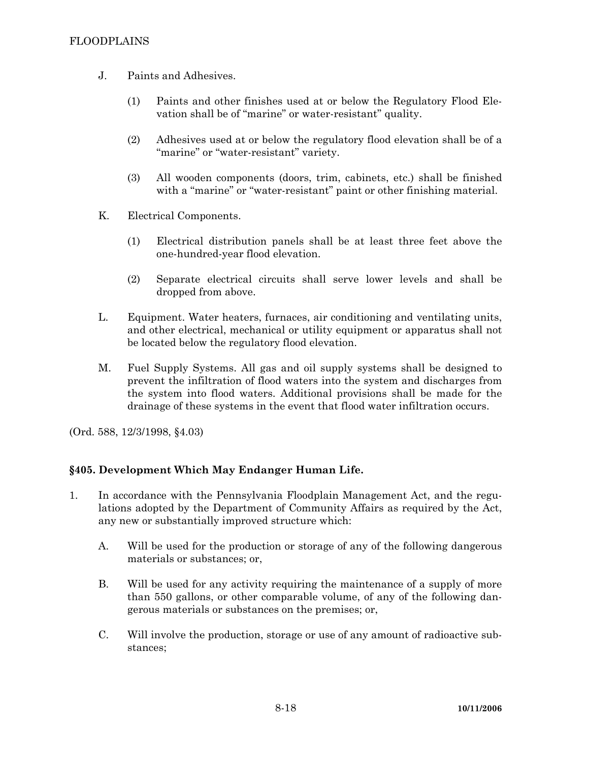J. Paints and Adhesives.

(1) Paints and other finishes used at or below the Regulatory Flood Elevation shall be of "marine" or water-resistant" quality.

(2) Adhesives used at or below the regulatory flood elevation shall be of a "marine" or "water-resistant" variety.

(3) All wooden components (doors, trim, cabinets, etc.) shall be finished with a "marine" or "water-resistant" paint or other finishing material.

K. Electrical Components.

(1) Electrical distribution panels shall be at least three feet above the one-hundred-year flood elevation.

(2) Separate electrical circuits shall serve lower levels and shall be dropped from above.

L. Equipment. Water heaters, furnaces, air conditioning and ventilating units, and other electrical, mechanical or utility equipment or apparatus shall not be located below the regulatory flood elevation.

M. Fuel Supply Systems. All gas and oil supply systems shall be designed to prevent the infiltration of flood waters into the system and discharges from the system into flood waters. Additional provisions shall be made for the drainage of these systems in the event that flood water infiltration occurs.

(Ord. 588, 12/3/1998, §4.03)

## §405. Development Which May Endanger Human Life.

1. In accordance with the Pennsylvania Floodplain Management Act, and the regulations adopted by the Department of Community Affairs as required by the Act, any new or substantially improved structure which:

   A. Will be used for the production or storage of any of the following dangerous materials or substances; or,

   B. Will be used for any activity requiring the maintenance of a supply of more than 550 gallons, or other comparable volume, of any of the following dangerous materials or substances on the premises; or,

   C. Will involve the production, storage or use of any amount of radioactive substances;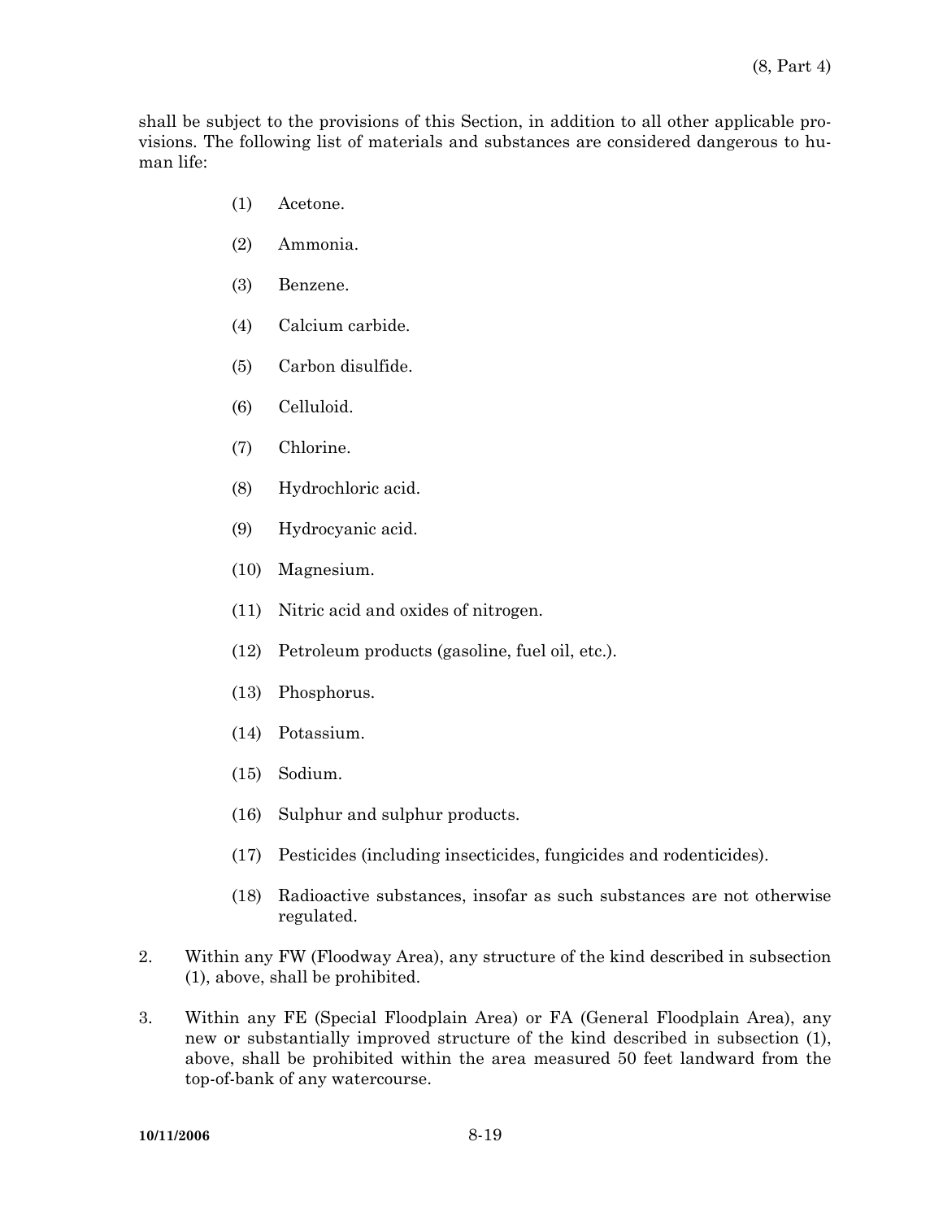shall be subject to the provisions of this Section, in addition to all other applicable provisions. The following list of materials and substances are considered dangerous to human life:

(1) Acetone.

(2) Ammonia.

(3) Benzene.

(4) Calcium carbide.

(5) Carbon disulfide.

(6) Celluloid.

(7) Chlorine.

(8) Hydrochloric acid.

(9) Hydrocyanic acid.

(10) Magnesium.

(11) Nitric acid and oxides of nitrogen.

(12) Petroleum products (gasoline, fuel oil, etc.).

(13) Phosphorus.

(14) Potassium.

(15) Sodium.

(16) Sulphur and sulphur products.

(17) Pesticides (including insecticides, fungicides and rodenticides).

(18) Radioactive substances, insofar as such substances are not otherwise regulated.

2. Within any FW (Floodway Area), any structure of the kind described in subsection (1), above, shall be prohibited.

3. Within any FE (Special Floodplain Area) or FA (General Floodplain Area), any new or substantially improved structure of the kind described in subsection (1), above, shall be prohibited within the area measured 50 feet landward from the top-of-bank of any watercourse.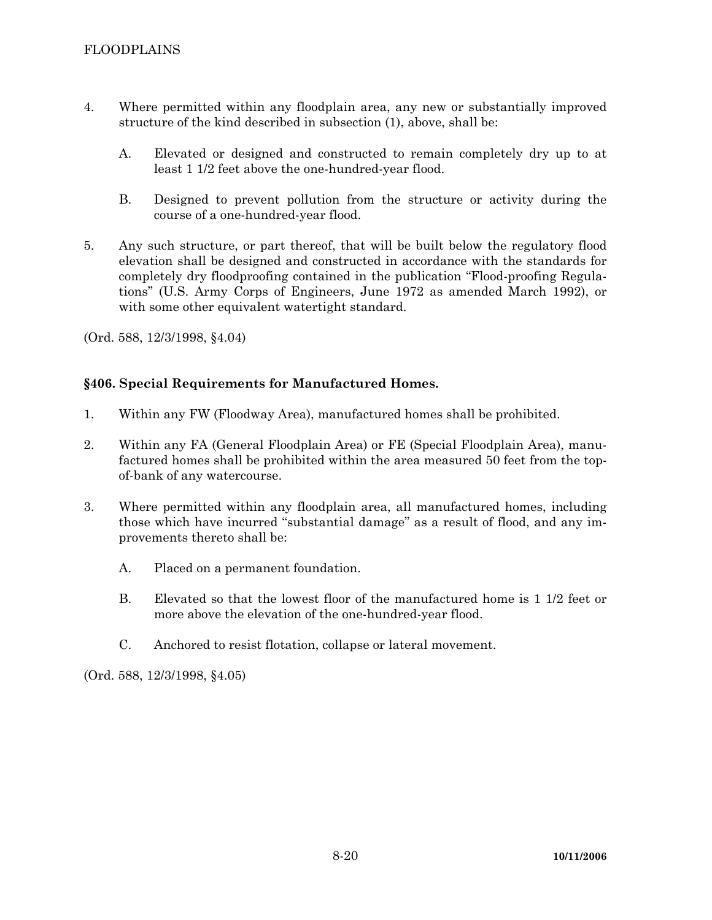4. Where permitted within any floodplain area, any new or substantially improved structure of the kind described in subsection (1), above, shall be:

   A. Elevated or designed and constructed to remain completely dry up to at least 1 1/2 feet above the one-hundred-year flood.

   B. Designed to prevent pollution from the structure or activity during the course of a one-hundred-year flood.

5. Any such structure, or part thereof, that will be built below the regulatory flood elevation shall be designed and constructed in accordance with the standards for completely dry floodproofing contained in the publication "Flood-proofing Regulations" (U.S. Army Corps of Engineers, June 1972 as amended March 1992), or with some other equivalent watertight standard.

(Ord. 588, 12/3/1998, §4.04)

### §406. Special Requirements for Manufactured Homes.

1. Within any FW (Floodway Area), manufactured homes shall be prohibited.

2. Within any FA (General Floodplain Area) or FE (Special Floodplain Area), manufactured homes shall be prohibited within the area measured 50 feet from the top-of-bank of any watercourse.

3. Where permitted within any floodplain area, all manufactured homes, including those which have incurred "substantial damage" as a result of flood, and any improvements thereto shall be:

   A. Placed on a permanent foundation.

   B. Elevated so that the lowest floor of the manufactured home is 1 1/2 feet or more above the elevation of the one-hundred-year flood.

   C. Anchored to resist flotation, collapse or lateral movement.

(Ord. 588, 12/3/1998, §4.05)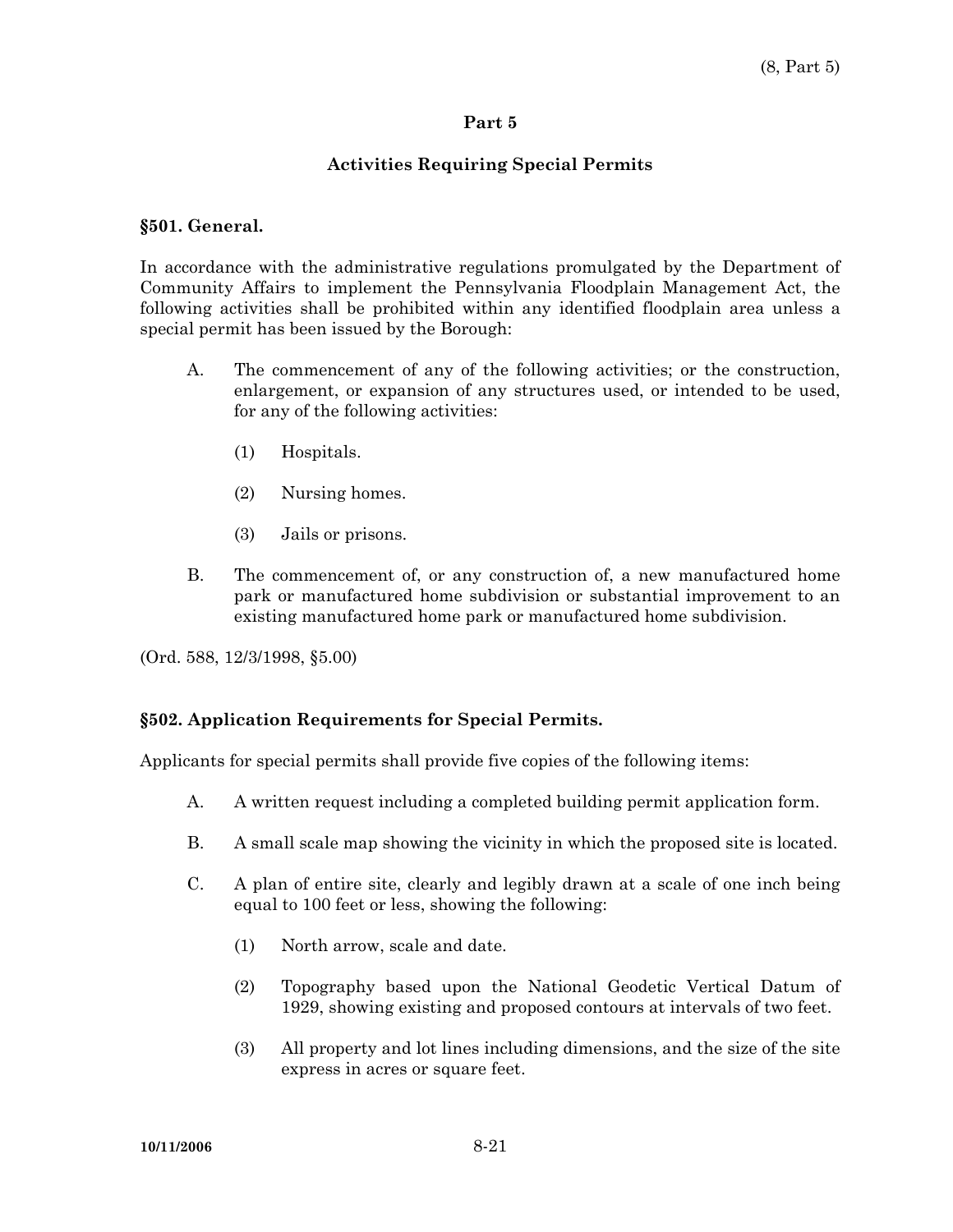## Part 5

## Activities Requiring Special Permits

### §501. General.

In accordance with the administrative regulations promulgated by the Department of Community Affairs to implement the Pennsylvania Floodplain Management Act, the following activities shall be prohibited within any identified floodplain area unless a special permit has been issued by the Borough:

A. The commencement of any of the following activities; or the construction, enlargement, or expansion of any structures used, or intended to be used, for any of the following activities:

  (1) Hospitals.

  (2) Nursing homes.

  (3) Jails or prisons.

B. The commencement of, or any construction of, a new manufactured home park or manufactured home subdivision or substantial improvement to an existing manufactured home park or manufactured home subdivision.

(Ord. 588, 12/3/1998, §5.00)

### §502. Application Requirements for Special Permits.

Applicants for special permits shall provide five copies of the following items:

A. A written request including a completed building permit application form.

B. A small scale map showing the vicinity in which the proposed site is located.

C. A plan of entire site, clearly and legibly drawn at a scale of one inch being equal to 100 feet or less, showing the following:

  (1) North arrow, scale and date.

  (2) Topography based upon the National Geodetic Vertical Datum of 1929, showing existing and proposed contours at intervals of two feet.

  (3) All property and lot lines including dimensions, and the size of the site express in acres or square feet.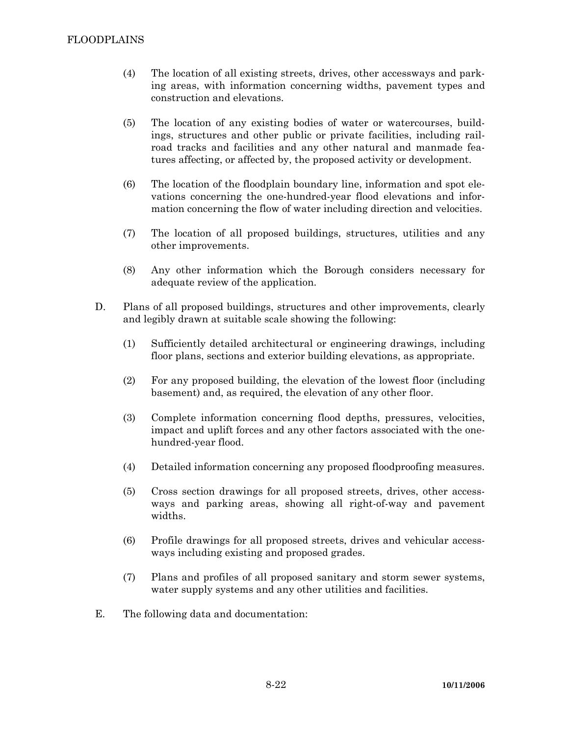(4) The location of all existing streets, drives, other accessways and parking areas, with information concerning widths, pavement types and construction and elevations.

(5) The location of any existing bodies of water or watercourses, buildings, structures and other public or private facilities, including railroad tracks and facilities and any other natural and manmade features affecting, or affected by, the proposed activity or development.

(6) The location of the floodplain boundary line, information and spot elevations concerning the one-hundred-year flood elevations and information concerning the flow of water including direction and velocities.

(7) The location of all proposed buildings, structures, utilities and any other improvements.

(8) Any other information which the Borough considers necessary for adequate review of the application.

D. Plans of all proposed buildings, structures and other improvements, clearly and legibly drawn at suitable scale showing the following:

(1) Sufficiently detailed architectural or engineering drawings, including floor plans, sections and exterior building elevations, as appropriate.

(2) For any proposed building, the elevation of the lowest floor (including basement) and, as required, the elevation of any other floor.

(3) Complete information concerning flood depths, pressures, velocities, impact and uplift forces and any other factors associated with the one-hundred-year flood.

(4) Detailed information concerning any proposed floodproofing measures.

(5) Cross section drawings for all proposed streets, drives, other accessways and parking areas, showing all right-of-way and pavement widths.

(6) Profile drawings for all proposed streets, drives and vehicular accessways including existing and proposed grades.

(7) Plans and profiles of all proposed sanitary and storm sewer systems, water supply systems and any other utilities and facilities.

E. The following data and documentation: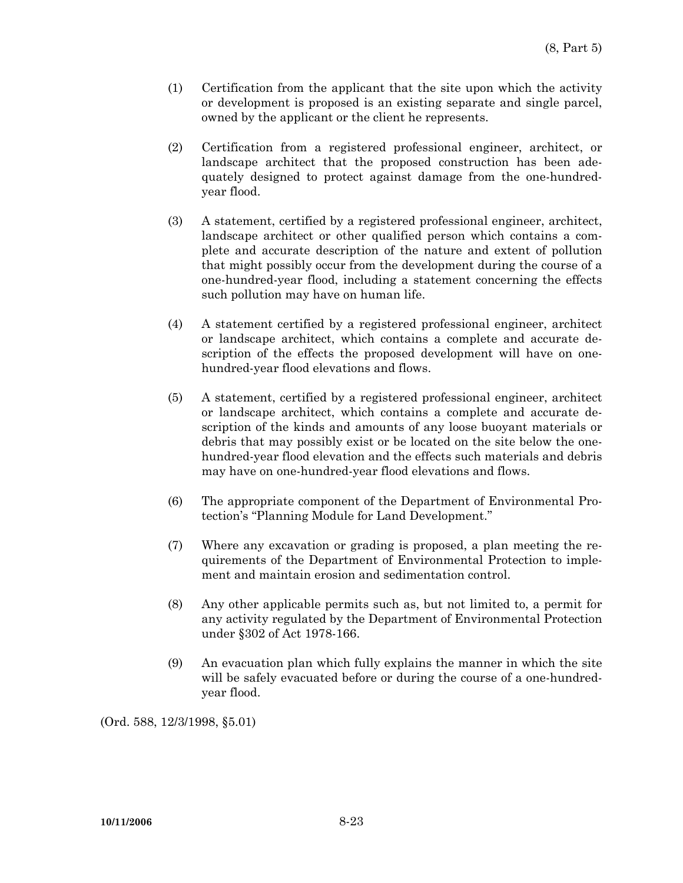(1) Certification from the applicant that the site upon which the activity or development is proposed is an existing separate and single parcel, owned by the applicant or the client he represents.

(2) Certification from a registered professional engineer, architect, or landscape architect that the proposed construction has been adequately designed to protect against damage from the one-hundred-year flood.

(3) A statement, certified by a registered professional engineer, architect, landscape architect or other qualified person which contains a complete and accurate description of the nature and extent of pollution that might possibly occur from the development during the course of a one-hundred-year flood, including a statement concerning the effects such pollution may have on human life.

(4) A statement certified by a registered professional engineer, architect or landscape architect, which contains a complete and accurate description of the effects the proposed development will have on one-hundred-year flood elevations and flows.

(5) A statement, certified by a registered professional engineer, architect or landscape architect, which contains a complete and accurate description of the kinds and amounts of any loose buoyant materials or debris that may possibly exist or be located on the site below the one-hundred-year flood elevation and the effects such materials and debris may have on one-hundred-year flood elevations and flows.

(6) The appropriate component of the Department of Environmental Protection's "Planning Module for Land Development."

(7) Where any excavation or grading is proposed, a plan meeting the requirements of the Department of Environmental Protection to implement and maintain erosion and sedimentation control.

(8) Any other applicable permits such as, but not limited to, a permit for any activity regulated by the Department of Environmental Protection under §302 of Act 1978-166.

(9) An evacuation plan which fully explains the manner in which the site will be safely evacuated before or during the course of a one-hundred-year flood.

(Ord. 588, 12/3/1998, §5.01)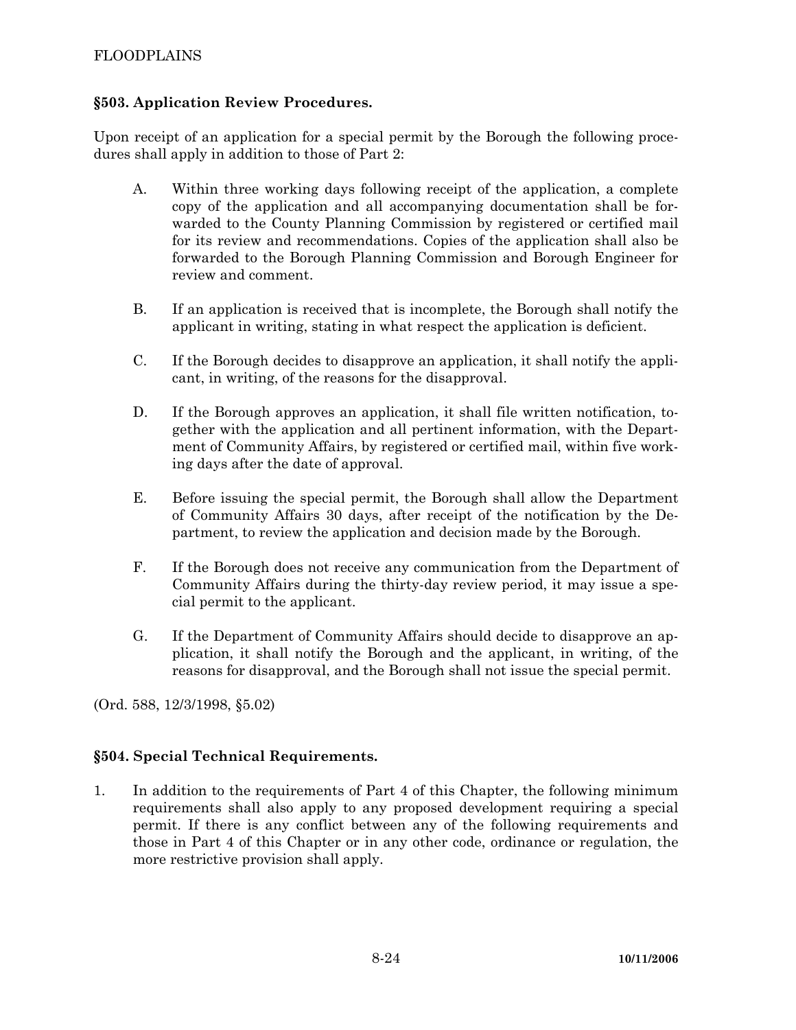## §503. Application Review Procedures.

Upon receipt of an application for a special permit by the Borough the following procedures shall apply in addition to those of Part 2:

A. Within three working days following receipt of the application, a complete copy of the application and all accompanying documentation shall be forwarded to the County Planning Commission by registered or certified mail for its review and recommendations. Copies of the application shall also be forwarded to the Borough Planning Commission and Borough Engineer for review and comment.

B. If an application is received that is incomplete, the Borough shall notify the applicant in writing, stating in what respect the application is deficient.

C. If the Borough decides to disapprove an application, it shall notify the applicant, in writing, of the reasons for the disapproval.

D. If the Borough approves an application, it shall file written notification, together with the application and all pertinent information, with the Department of Community Affairs, by registered or certified mail, within five working days after the date of approval.

E. Before issuing the special permit, the Borough shall allow the Department of Community Affairs 30 days, after receipt of the notification by the Department, to review the application and decision made by the Borough.

F. If the Borough does not receive any communication from the Department of Community Affairs during the thirty-day review period, it may issue a special permit to the applicant.

G. If the Department of Community Affairs should decide to disapprove an application, it shall notify the Borough and the applicant, in writing, of the reasons for disapproval, and the Borough shall not issue the special permit.

(Ord. 588, 12/3/1998, §5.02)

## §504. Special Technical Requirements.

1. In addition to the requirements of Part 4 of this Chapter, the following minimum requirements shall also apply to any proposed development requiring a special permit. If there is any conflict between any of the following requirements and those in Part 4 of this Chapter or in any other code, ordinance or regulation, the more restrictive provision shall apply.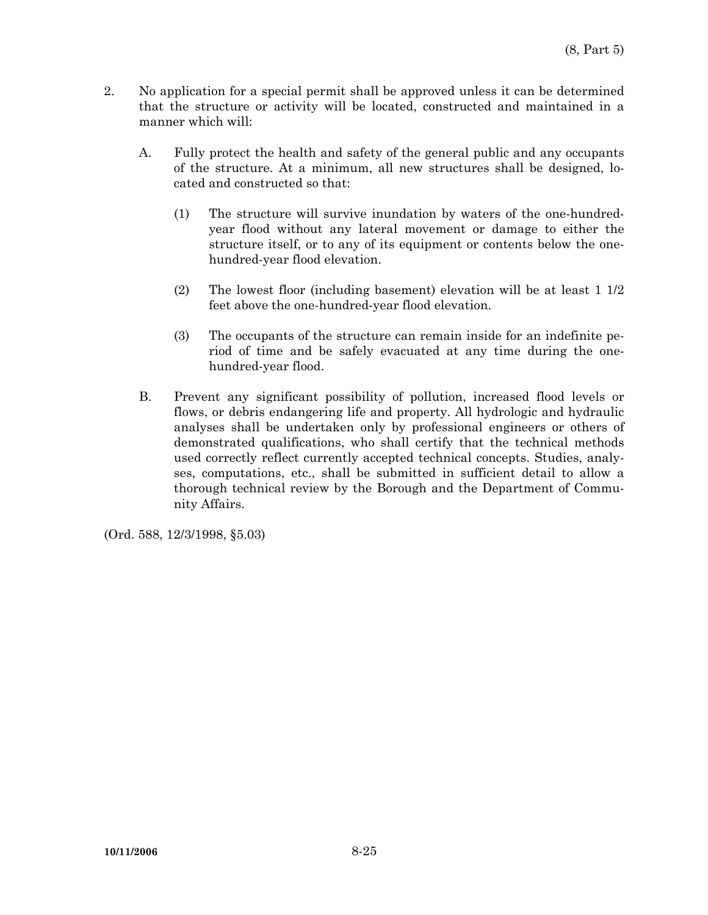2. No application for a special permit shall be approved unless it can be determined that the structure or activity will be located, constructed and maintained in a manner which will:

   A. Fully protect the health and safety of the general public and any occupants of the structure. At a minimum, all new structures shall be designed, located and constructed so that:

      (1) The structure will survive inundation by waters of the one-hundred-year flood without any lateral movement or damage to either the structure itself, or to any of its equipment or contents below the one-hundred-year flood elevation.

      (2) The lowest floor (including basement) elevation will be at least 1 1/2 feet above the one-hundred-year flood elevation.

      (3) The occupants of the structure can remain inside for an indefinite period of time and be safely evacuated at any time during the one-hundred-year flood.

   B. Prevent any significant possibility of pollution, increased flood levels or flows, or debris endangering life and property. All hydrologic and hydraulic analyses shall be undertaken only by professional engineers or others of demonstrated qualifications, who shall certify that the technical methods used correctly reflect currently accepted technical concepts. Studies, analyses, computations, etc., shall be submitted in sufficient detail to allow a thorough technical review by the Borough and the Department of Community Affairs.

(Ord. 588, 12/3/1998, §5.03)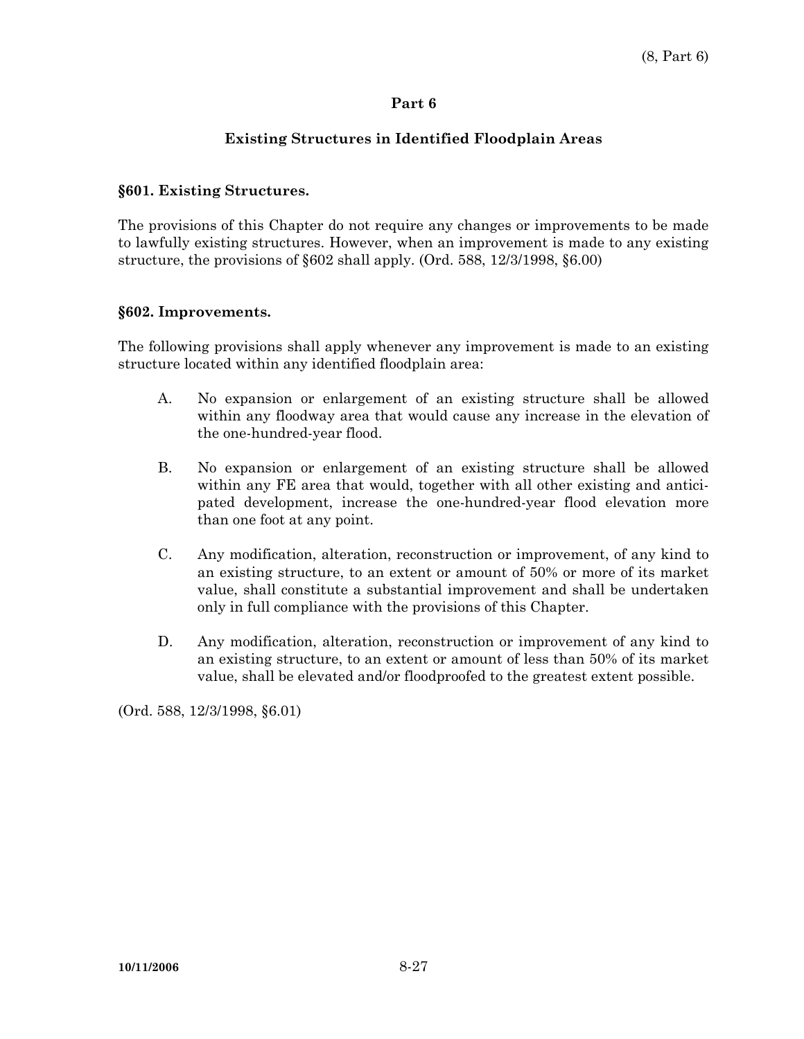## Part 6

### Existing Structures in Identified Floodplain Areas

**§601. Existing Structures.**

The provisions of this Chapter do not require any changes or improvements to be made to lawfully existing structures. However, when an improvement is made to any existing structure, the provisions of §602 shall apply. (Ord. 588, 12/3/1998, §6.00)

**§602. Improvements.**

The following provisions shall apply whenever any improvement is made to an existing structure located within any identified floodplain area:

A. No expansion or enlargement of an existing structure shall be allowed within any floodway area that would cause any increase in the elevation of the one-hundred-year flood.

B. No expansion or enlargement of an existing structure shall be allowed within any FE area that would, together with all other existing and anticipated development, increase the one-hundred-year flood elevation more than one foot at any point.

C. Any modification, alteration, reconstruction or improvement, of any kind to an existing structure, to an extent or amount of 50% or more of its market value, shall constitute a substantial improvement and shall be undertaken only in full compliance with the provisions of this Chapter.

D. Any modification, alteration, reconstruction or improvement of any kind to an existing structure, to an extent or amount of less than 50% of its market value, shall be elevated and/or floodproofed to the greatest extent possible.

(Ord. 588, 12/3/1998, §6.01)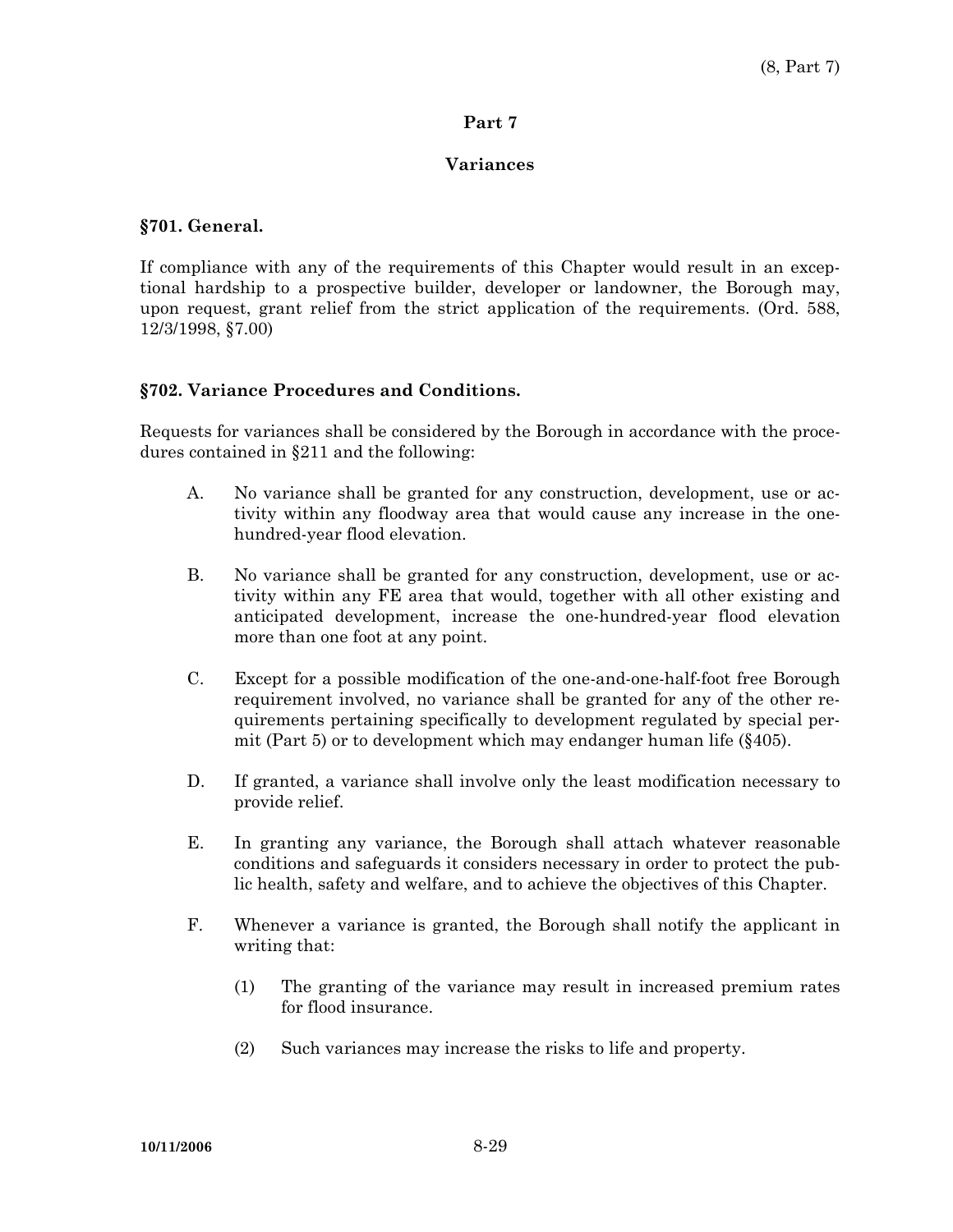# Part 7

## Variances

### §701. General.

If compliance with any of the requirements of this Chapter would result in an exceptional hardship to a prospective builder, developer or landowner, the Borough may, upon request, grant relief from the strict application of the requirements. (Ord. 588, 12/3/1998, §7.00)

### §702. Variance Procedures and Conditions.

Requests for variances shall be considered by the Borough in accordance with the procedures contained in §211 and the following:

A. No variance shall be granted for any construction, development, use or activity within any floodway area that would cause any increase in the one-hundred-year flood elevation.

B. No variance shall be granted for any construction, development, use or activity within any FE area that would, together with all other existing and anticipated development, increase the one-hundred-year flood elevation more than one foot at any point.

C. Except for a possible modification of the one-and-one-half-foot free Borough requirement involved, no variance shall be granted for any of the other requirements pertaining specifically to development regulated by special permit (Part 5) or to development which may endanger human life (§405).

D. If granted, a variance shall involve only the least modification necessary to provide relief.

E. In granting any variance, the Borough shall attach whatever reasonable conditions and safeguards it considers necessary in order to protect the public health, safety and welfare, and to achieve the objectives of this Chapter.

F. Whenever a variance is granted, the Borough shall notify the applicant in writing that:

   (1) The granting of the variance may result in increased premium rates for flood insurance.

   (2) Such variances may increase the risks to life and property.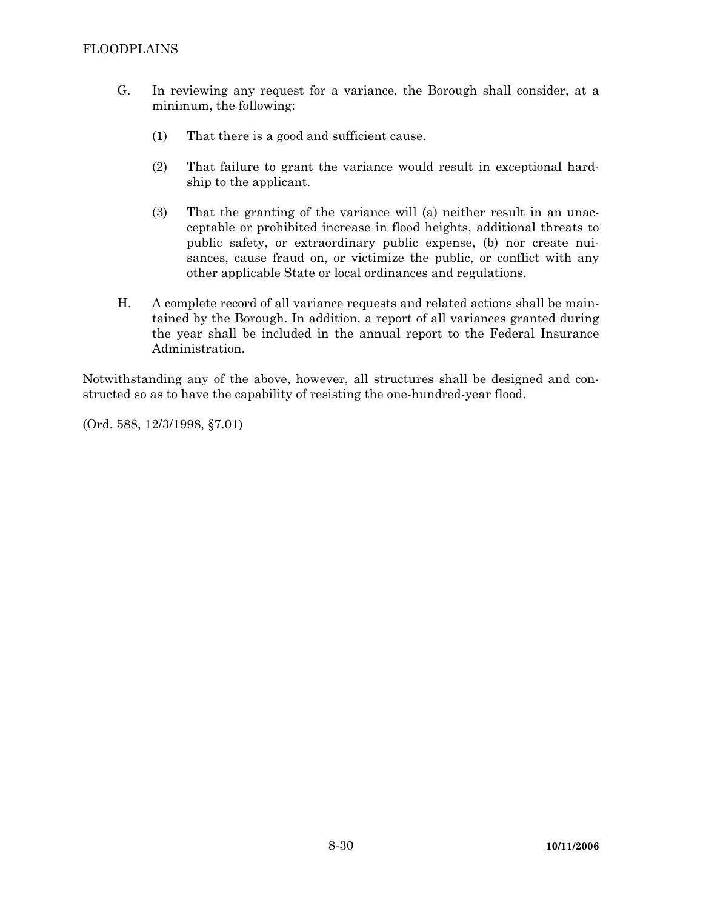G. In reviewing any request for a variance, the Borough shall consider, at a minimum, the following:

   (1) That there is a good and sufficient cause.

   (2) That failure to grant the variance would result in exceptional hardship to the applicant.

   (3) That the granting of the variance will (a) neither result in an unacceptable or prohibited increase in flood heights, additional threats to public safety, or extraordinary public expense, (b) nor create nuisances, cause fraud on, or victimize the public, or conflict with any other applicable State or local ordinances and regulations.

H. A complete record of all variance requests and related actions shall be maintained by the Borough. In addition, a report of all variances granted during the year shall be included in the annual report to the Federal Insurance Administration.

Notwithstanding any of the above, however, all structures shall be designed and constructed so as to have the capability of resisting the one-hundred-year flood.

(Ord. 588, 12/3/1998, §7.01)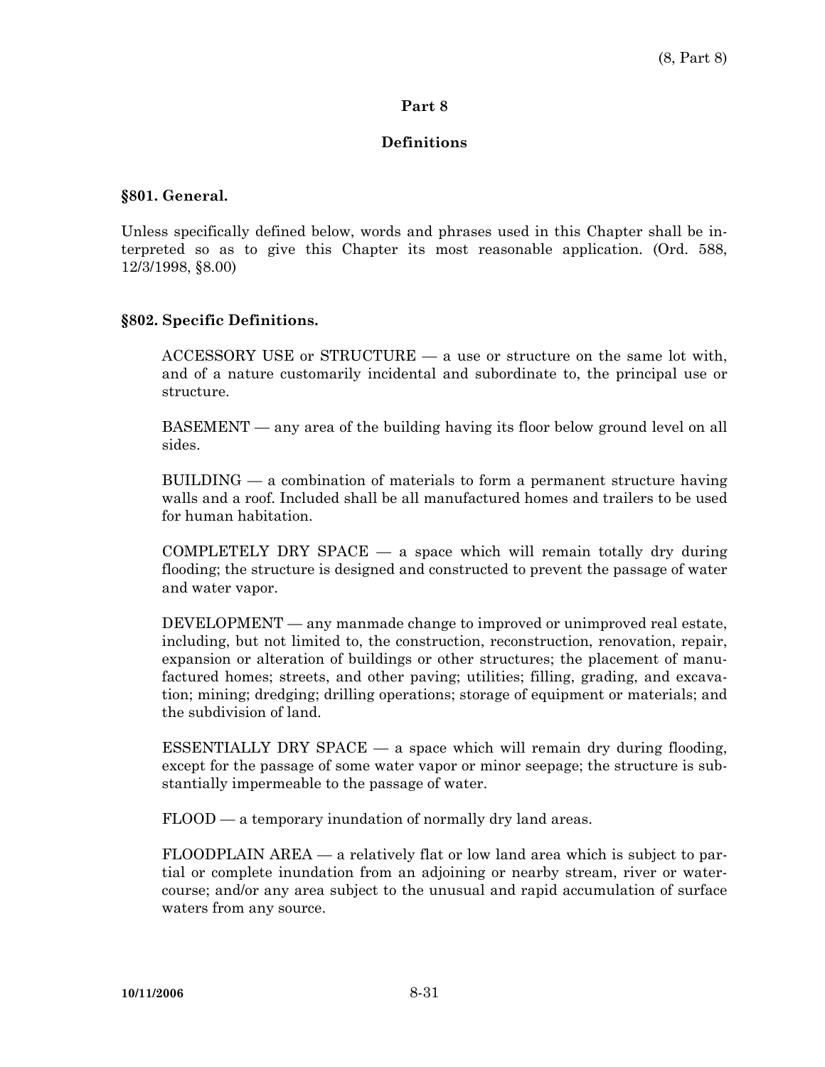# Part 8

## Definitions

### §801. General.

Unless specifically defined below, words and phrases used in this Chapter shall be interpreted so as to give this Chapter its most reasonable application. (Ord. 588, 12/3/1998, §8.00)

### §802. Specific Definitions.

ACCESSORY USE or STRUCTURE — a use or structure on the same lot with, and of a nature customarily incidental and subordinate to, the principal use or structure.

BASEMENT — any area of the building having its floor below ground level on all sides.

BUILDING — a combination of materials to form a permanent structure having walls and a roof. Included shall be all manufactured homes and trailers to be used for human habitation.

COMPLETELY DRY SPACE — a space which will remain totally dry during flooding; the structure is designed and constructed to prevent the passage of water and water vapor.

DEVELOPMENT — any manmade change to improved or unimproved real estate, including, but not limited to, the construction, reconstruction, renovation, repair, expansion or alteration of buildings or other structures; the placement of manufactured homes; streets, and other paving; utilities; filling, grading, and excavation; mining; dredging; drilling operations; storage of equipment or materials; and the subdivision of land.

ESSENTIALLY DRY SPACE — a space which will remain dry during flooding, except for the passage of some water vapor or minor seepage; the structure is substantially impermeable to the passage of water.

FLOOD — a temporary inundation of normally dry land areas.

FLOODPLAIN AREA — a relatively flat or low land area which is subject to partial or complete inundation from an adjoining or nearby stream, river or watercourse; and/or any area subject to the unusual and rapid accumulation of surface waters from any source.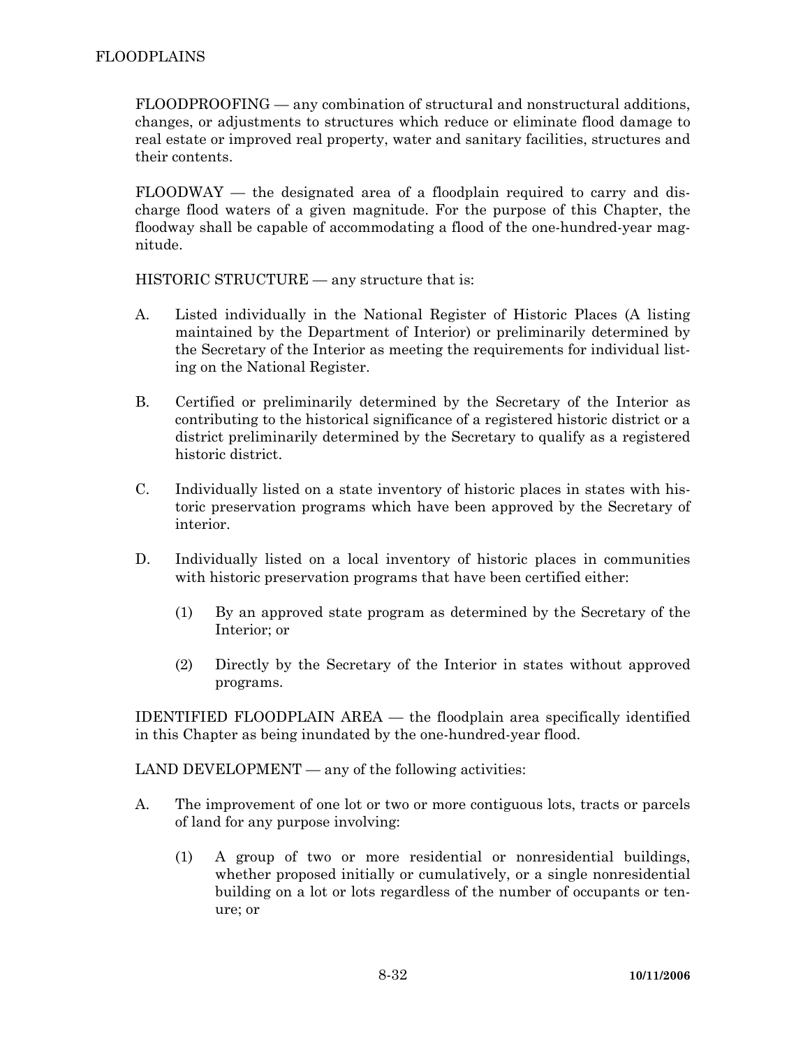FLOODPROOFING — any combination of structural and nonstructural additions, changes, or adjustments to structures which reduce or eliminate flood damage to real estate or improved real property, water and sanitary facilities, structures and their contents.

FLOODWAY — the designated area of a floodplain required to carry and discharge flood waters of a given magnitude. For the purpose of this Chapter, the floodway shall be capable of accommodating a flood of the one-hundred-year magnitude.

HISTORIC STRUCTURE — any structure that is:

A. Listed individually in the National Register of Historic Places (A listing maintained by the Department of Interior) or preliminarily determined by the Secretary of the Interior as meeting the requirements for individual listing on the National Register.

B. Certified or preliminarily determined by the Secretary of the Interior as contributing to the historical significance of a registered historic district or a district preliminarily determined by the Secretary to qualify as a registered historic district.

C. Individually listed on a state inventory of historic places in states with historic preservation programs which have been approved by the Secretary of interior.

D. Individually listed on a local inventory of historic places in communities with historic preservation programs that have been certified either:

   (1) By an approved state program as determined by the Secretary of the Interior; or

   (2) Directly by the Secretary of the Interior in states without approved programs.

IDENTIFIED FLOODPLAIN AREA — the floodplain area specifically identified in this Chapter as being inundated by the one-hundred-year flood.

LAND DEVELOPMENT — any of the following activities:

A. The improvement of one lot or two or more contiguous lots, tracts or parcels of land for any purpose involving:

   (1) A group of two or more residential or nonresidential buildings, whether proposed initially or cumulatively, or a single nonresidential building on a lot or lots regardless of the number of occupants or tenure; or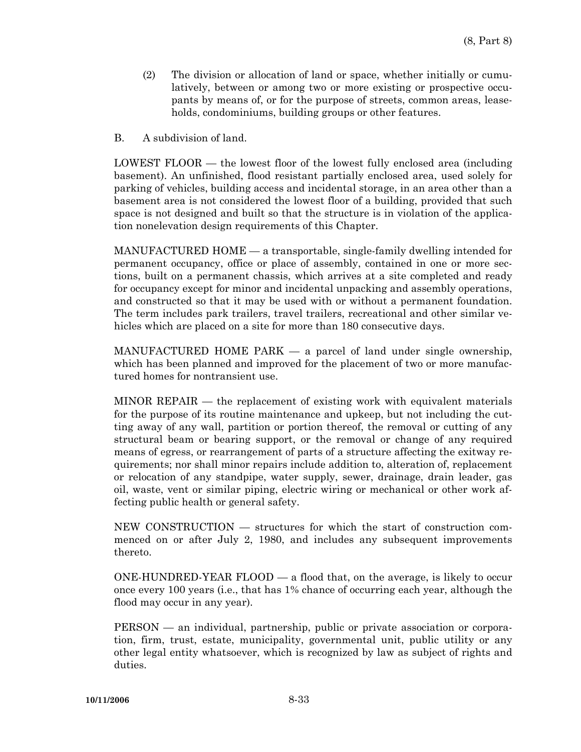(2) The division or allocation of land or space, whether initially or cumulatively, between or among two or more existing or prospective occupants by means of, or for the purpose of streets, common areas, leaseholds, condominiums, building groups or other features.

B. A subdivision of land.

LOWEST FLOOR — the lowest floor of the lowest fully enclosed area (including basement). An unfinished, flood resistant partially enclosed area, used solely for parking of vehicles, building access and incidental storage, in an area other than a basement area is not considered the lowest floor of a building, provided that such space is not designed and built so that the structure is in violation of the application nonelevation design requirements of this Chapter.

MANUFACTURED HOME — a transportable, single-family dwelling intended for permanent occupancy, office or place of assembly, contained in one or more sections, built on a permanent chassis, which arrives at a site completed and ready for occupancy except for minor and incidental unpacking and assembly operations, and constructed so that it may be used with or without a permanent foundation. The term includes park trailers, travel trailers, recreational and other similar vehicles which are placed on a site for more than 180 consecutive days.

MANUFACTURED HOME PARK — a parcel of land under single ownership, which has been planned and improved for the placement of two or more manufactured homes for nontransient use.

MINOR REPAIR — the replacement of existing work with equivalent materials for the purpose of its routine maintenance and upkeep, but not including the cutting away of any wall, partition or portion thereof, the removal or cutting of any structural beam or bearing support, or the removal or change of any required means of egress, or rearrangement of parts of a structure affecting the exitway requirements; nor shall minor repairs include addition to, alteration of, replacement or relocation of any standpipe, water supply, sewer, drainage, drain leader, gas oil, waste, vent or similar piping, electric wiring or mechanical or other work affecting public health or general safety.

NEW CONSTRUCTION — structures for which the start of construction commenced on or after July 2, 1980, and includes any subsequent improvements thereto.

ONE-HUNDRED-YEAR FLOOD — a flood that, on the average, is likely to occur once every 100 years (i.e., that has 1% chance of occurring each year, although the flood may occur in any year).

PERSON — an individual, partnership, public or private association or corporation, firm, trust, estate, municipality, governmental unit, public utility or any other legal entity whatsoever, which is recognized by law as subject of rights and duties.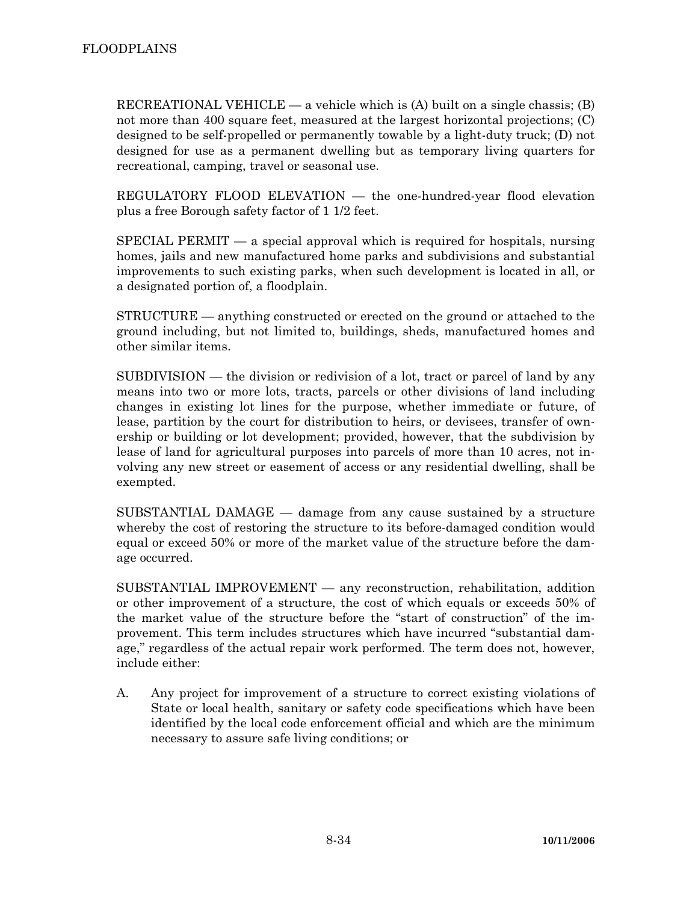RECREATIONAL VEHICLE — a vehicle which is (A) built on a single chassis; (B) not more than 400 square feet, measured at the largest horizontal projections; (C) designed to be self-propelled or permanently towable by a light-duty truck; (D) not designed for use as a permanent dwelling but as temporary living quarters for recreational, camping, travel or seasonal use.

REGULATORY FLOOD ELEVATION — the one-hundred-year flood elevation plus a free Borough safety factor of 1 1/2 feet.

SPECIAL PERMIT — a special approval which is required for hospitals, nursing homes, jails and new manufactured home parks and subdivisions and substantial improvements to such existing parks, when such development is located in all, or a designated portion of, a floodplain.

STRUCTURE — anything constructed or erected on the ground or attached to the ground including, but not limited to, buildings, sheds, manufactured homes and other similar items.

SUBDIVISION — the division or redivision of a lot, tract or parcel of land by any means into two or more lots, tracts, parcels or other divisions of land including changes in existing lot lines for the purpose, whether immediate or future, of lease, partition by the court for distribution to heirs, or devisees, transfer of ownership or building or lot development; provided, however, that the subdivision by lease of land for agricultural purposes into parcels of more than 10 acres, not involving any new street or easement of access or any residential dwelling, shall be exempted.

SUBSTANTIAL DAMAGE — damage from any cause sustained by a structure whereby the cost of restoring the structure to its before-damaged condition would equal or exceed 50% or more of the market value of the structure before the damage occurred.

SUBSTANTIAL IMPROVEMENT — any reconstruction, rehabilitation, addition or other improvement of a structure, the cost of which equals or exceeds 50% of the market value of the structure before the "start of construction" of the improvement. This term includes structures which have incurred "substantial damage," regardless of the actual repair work performed. The term does not, however, include either:

A. Any project for improvement of a structure to correct existing violations of State or local health, sanitary or safety code specifications which have been identified by the local code enforcement official and which are the minimum necessary to assure safe living conditions; or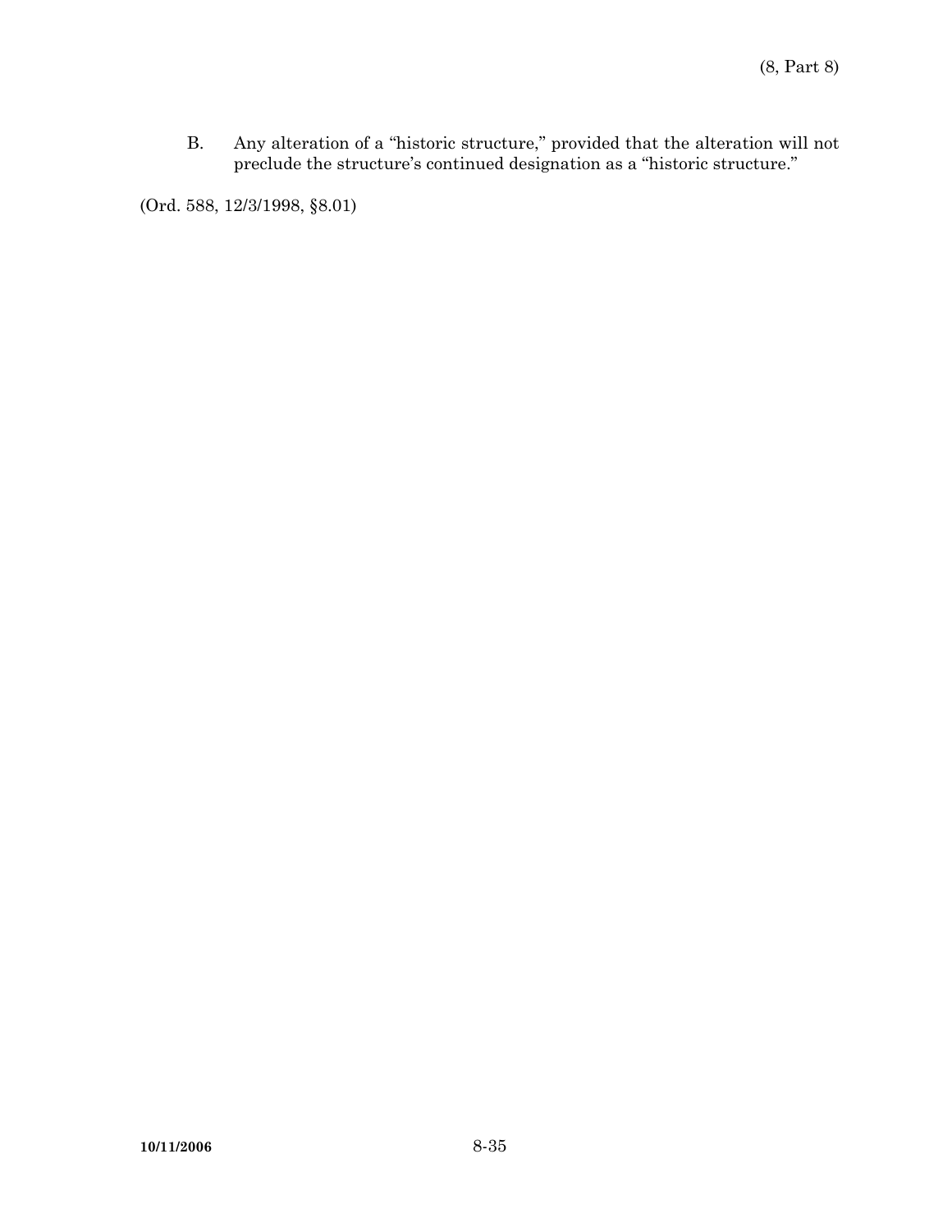B. Any alteration of a "historic structure," provided that the alteration will not preclude the structure's continued designation as a "historic structure."

(Ord. 588, 12/3/1998, §8.01)